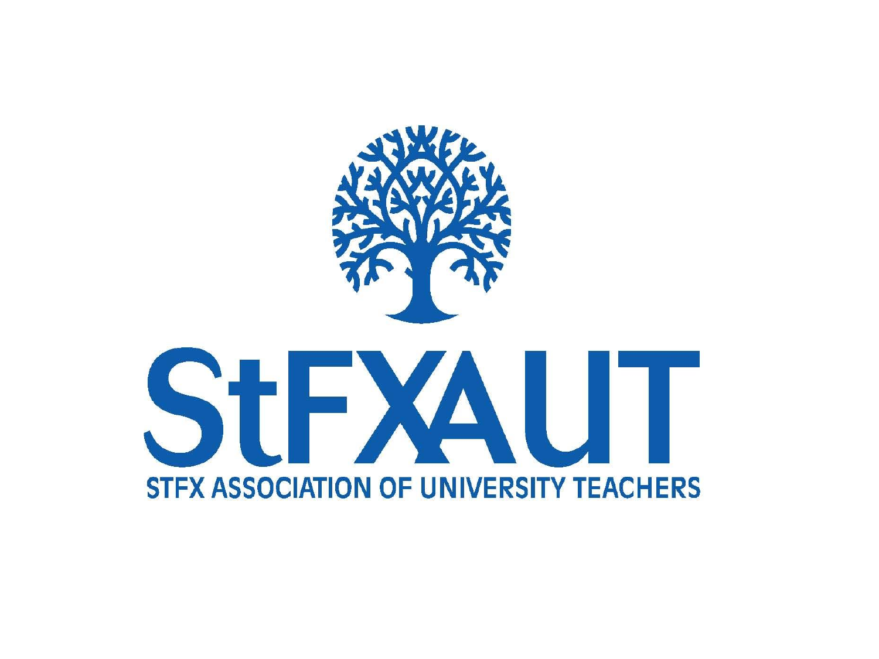# StFXAUT

STFX ASSOCIATION OF UNIVERSITY TEACHERS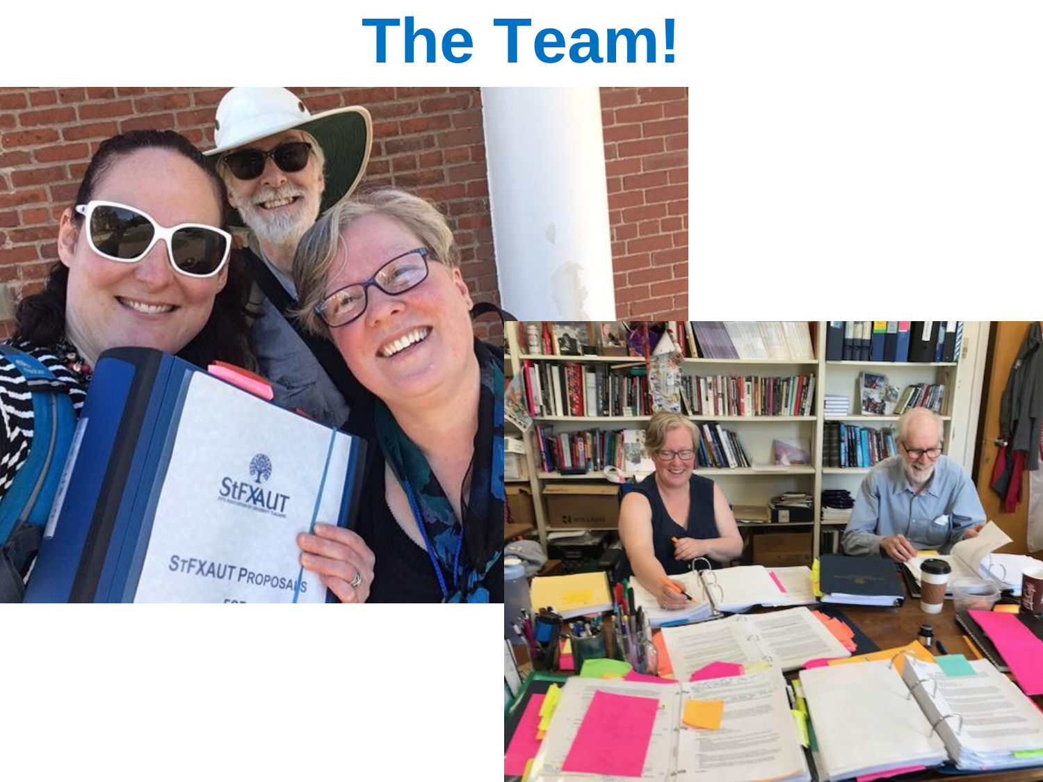# The Team!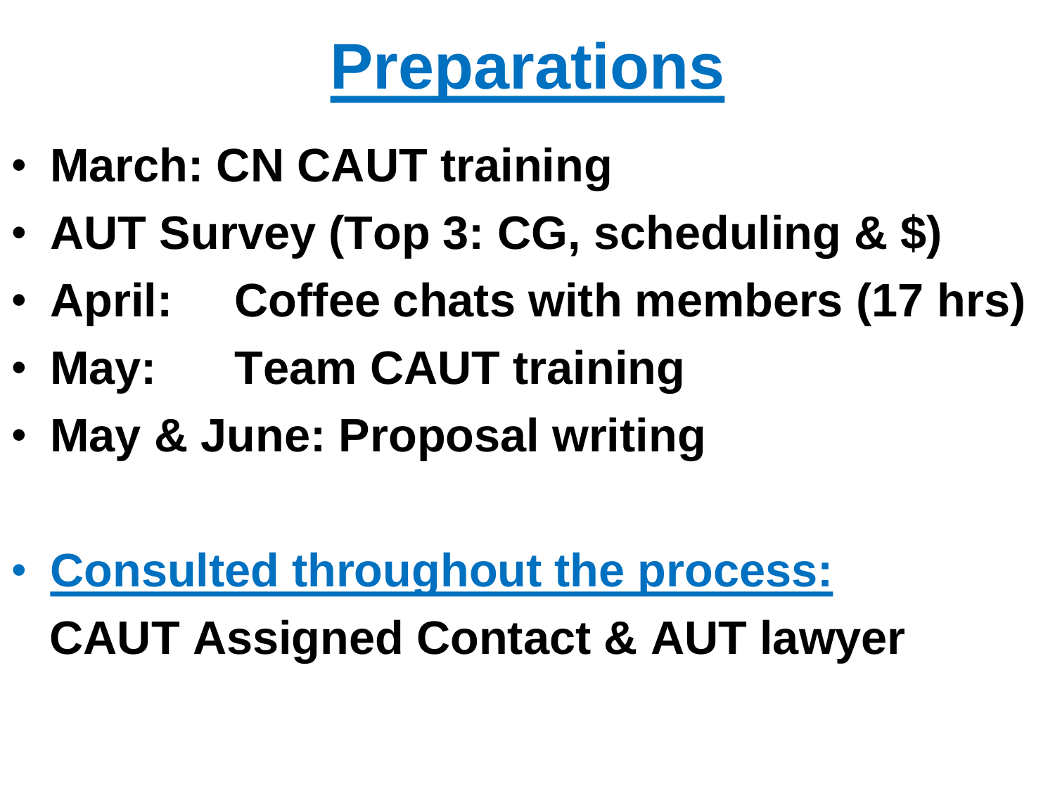# Preparations

- **March: CN CAUT training**
- **AUT Survey (Top 3: CG, scheduling & $)**
- **April: Coffee chats with members (17 hrs)**
- **May: Team CAUT training**
- **May & June: Proposal writing**

- **Consulted throughout the process:**
  **CAUT Assigned Contact & AUT lawyer**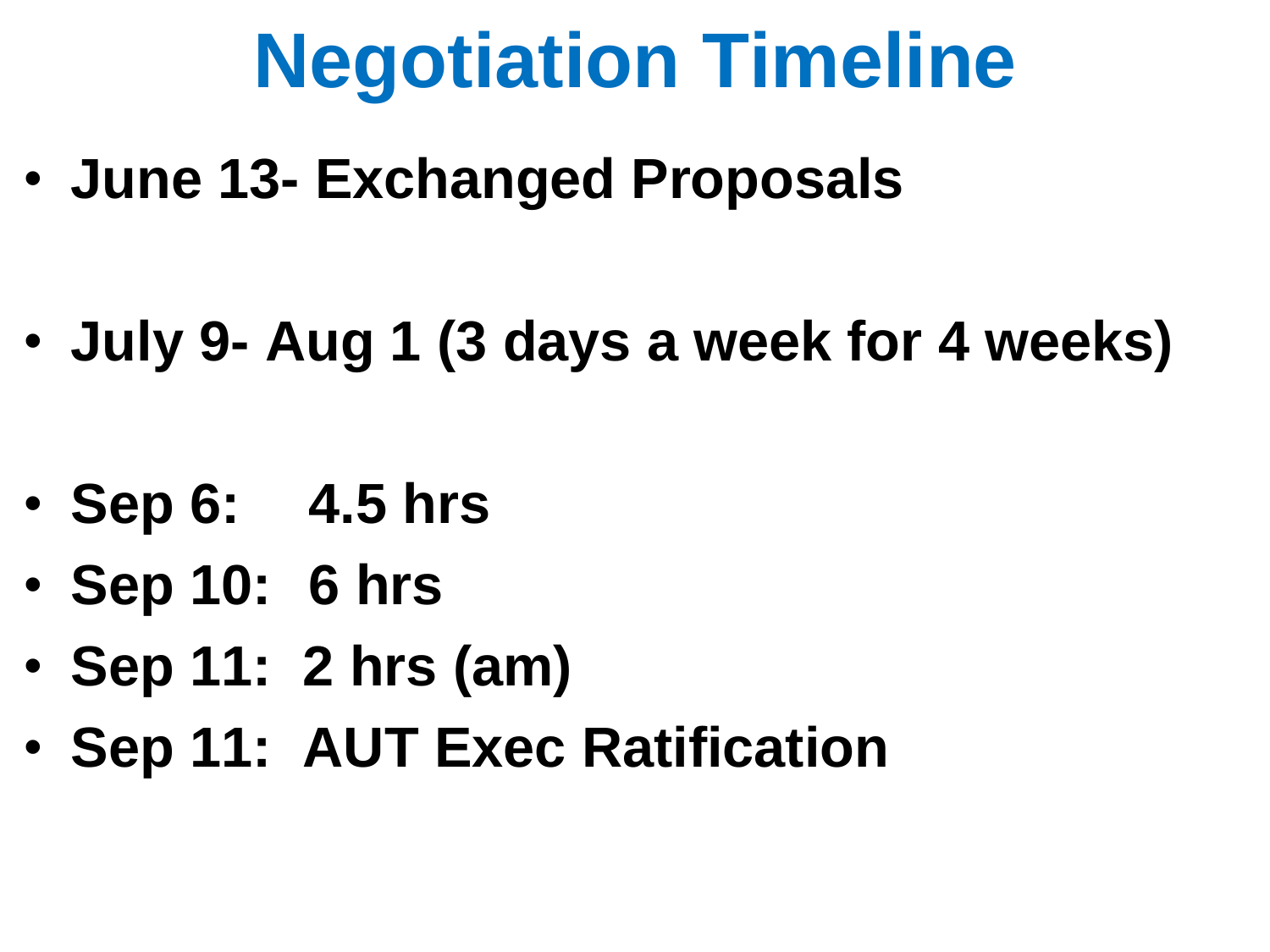# Negotiation Timeline

- **June 13- Exchanged Proposals**

- **July 9- Aug 1 (3 days a week for 4 weeks)**

- **Sep 6: 4.5 hrs**
- **Sep 10: 6 hrs**
- **Sep 11: 2 hrs (am)**
- **Sep 11: AUT Exec Ratification**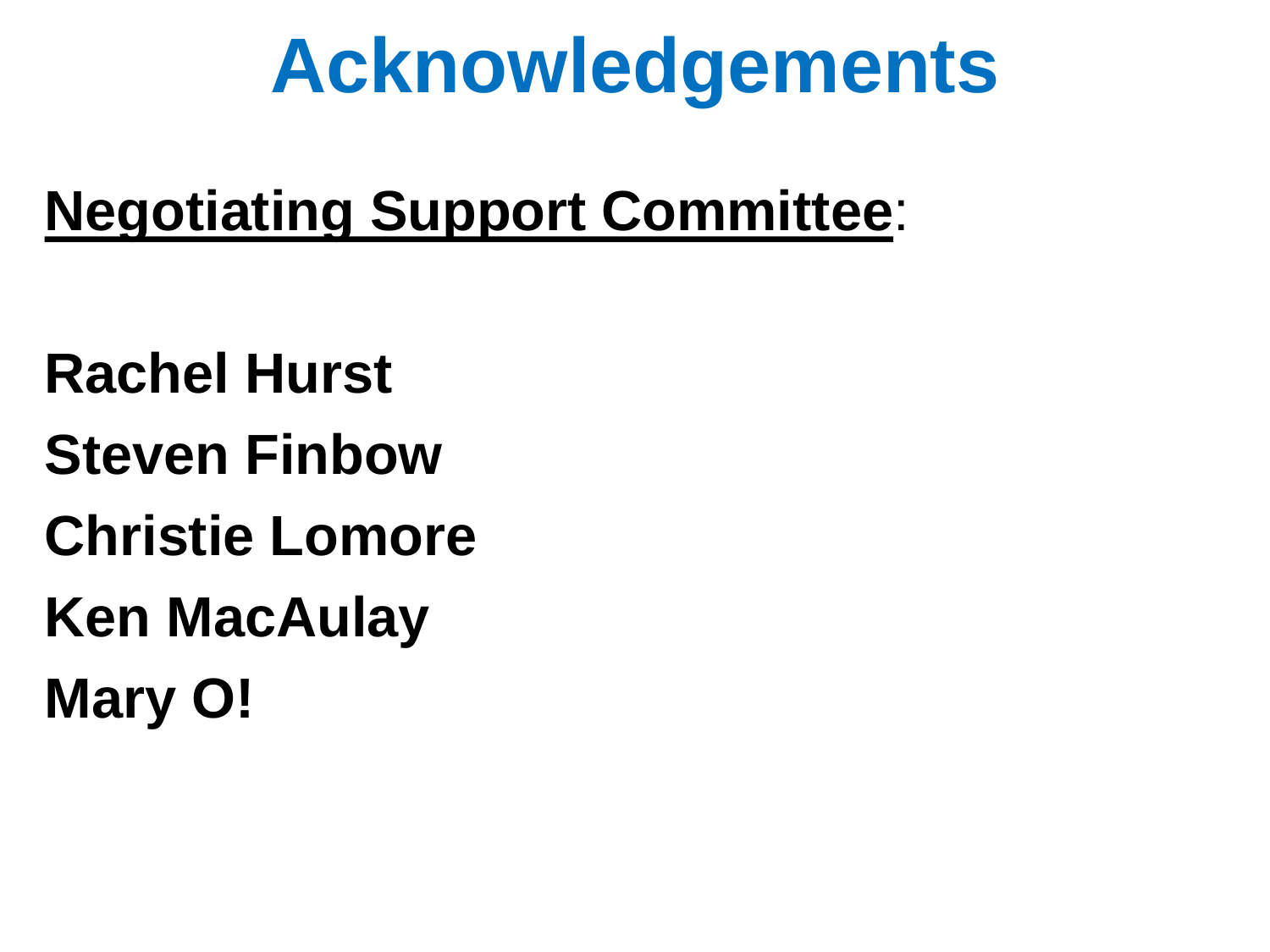# Acknowledgements

**Negotiating Support Committee**:

**Rachel Hurst**

**Steven Finbow**

**Christie Lomore**

**Ken MacAulay**

**Mary O!**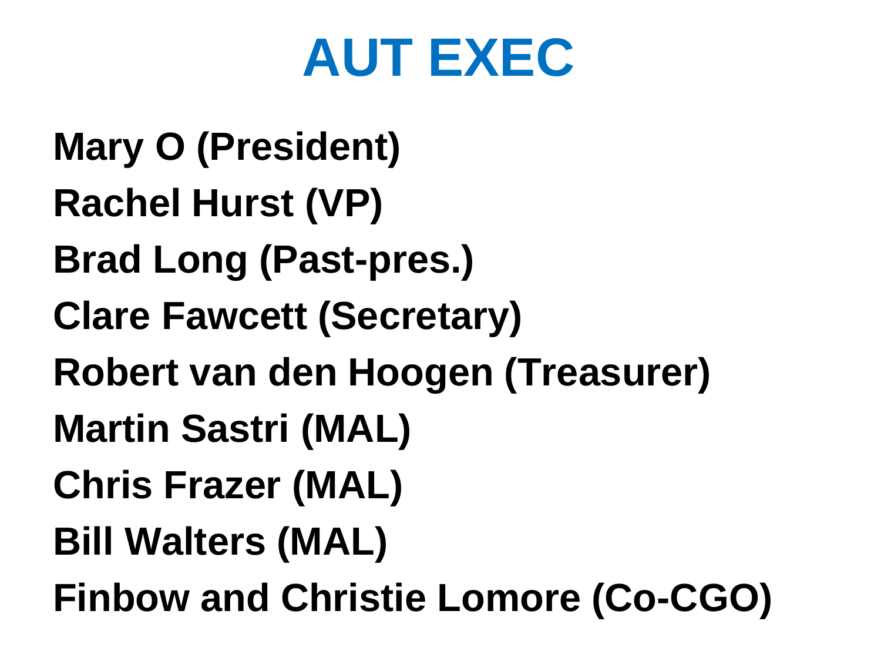# AUT EXEC

**Mary O (President)**

**Rachel Hurst (VP)**

**Brad Long (Past-pres.)**

**Clare Fawcett (Secretary)**

**Robert van den Hoogen (Treasurer)**

**Martin Sastri (MAL)**

**Chris Frazer (MAL)**

**Bill Walters (MAL)**

**Finbow and Christie Lomore (Co-CGO)**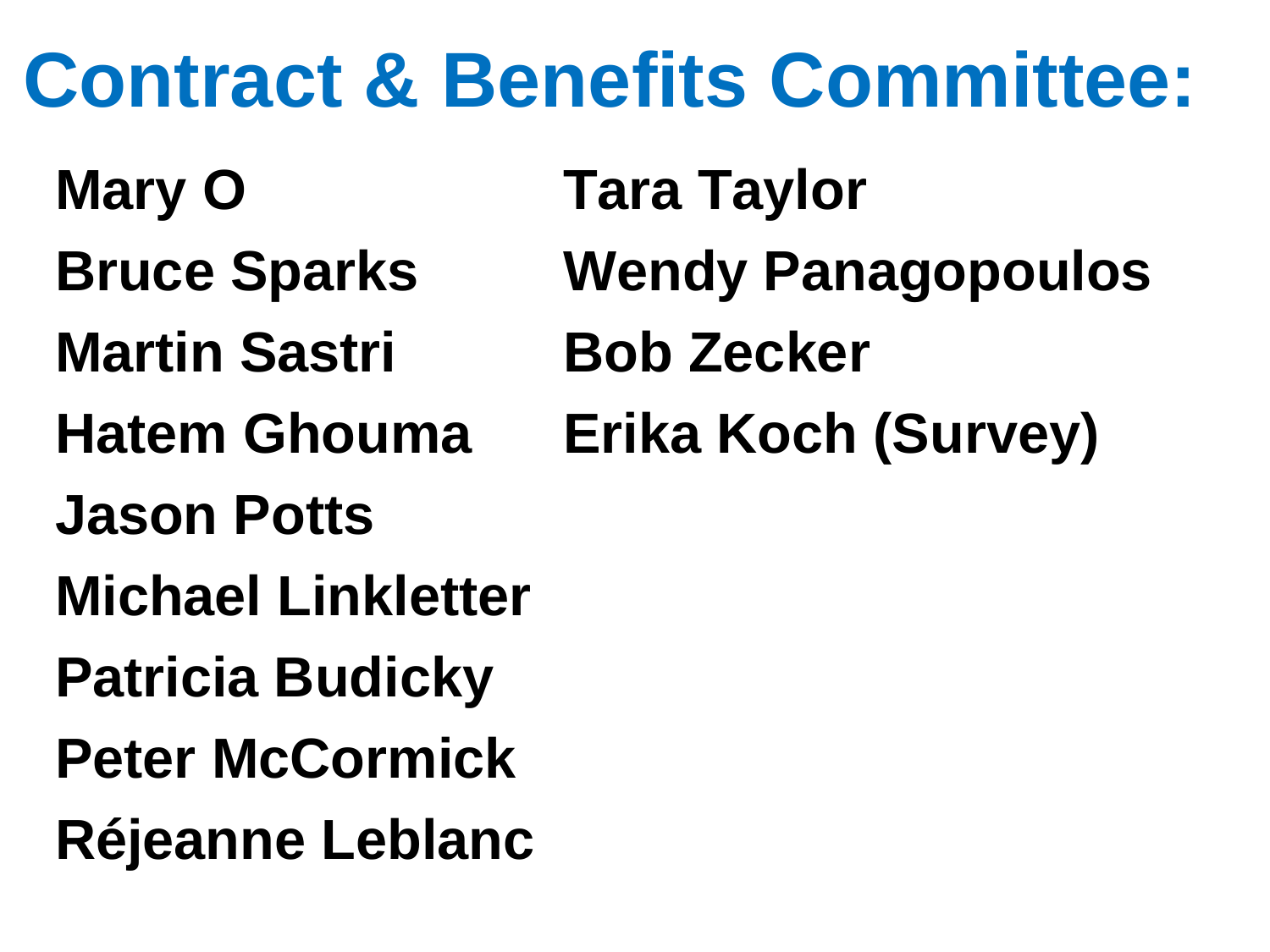# Contract & Benefits Committee:

- Mary O
- Bruce Sparks
- Martin Sastri
- Hatem Ghouma
- Jason Potts
- Michael Linkletter
- Patricia Budicky
- Peter McCormick
- Réjeanne Leblanc
- Tara Taylor
- Wendy Panagopoulos
- Bob Zecker
- Erika Koch (Survey)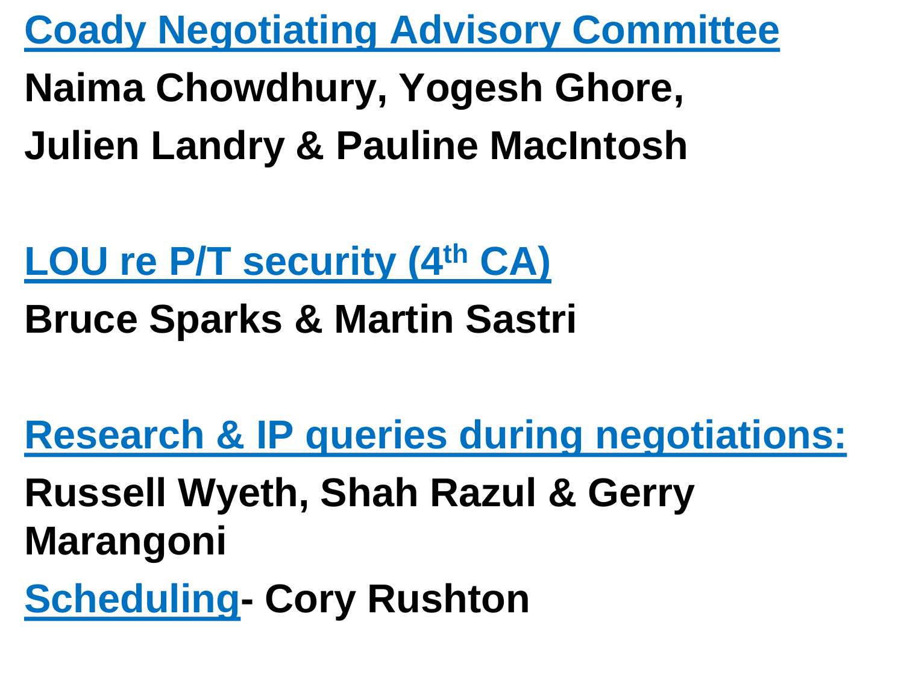## Coady Negotiating Advisory Committee

**Naima Chowdhury, Yogesh Ghore,**

**Julien Landry & Pauline MacIntosh**

## LOU re P/T security (4th CA)

**Bruce Sparks & Martin Sastri**

## Research & IP queries during negotiations:

**Russell Wyeth, Shah Razul & Gerry Marangoni**

**Scheduling- Cory Rushton**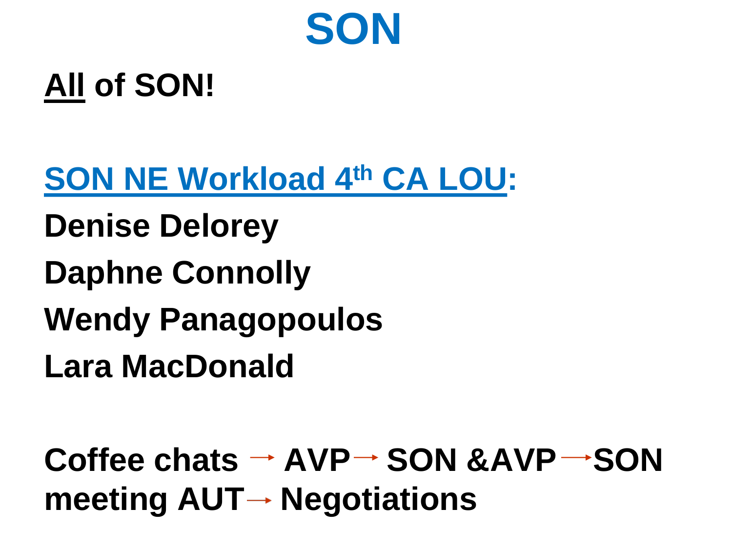# SON

**All of SON!**

**SON NE Workload 4th CA LOU:**

**Denise Delorey**

**Daphne Connolly**

**Wendy Panagopoulos**

**Lara MacDonald**

**Coffee chats → AVP → SON &AVP → SON meeting AUT → Negotiations**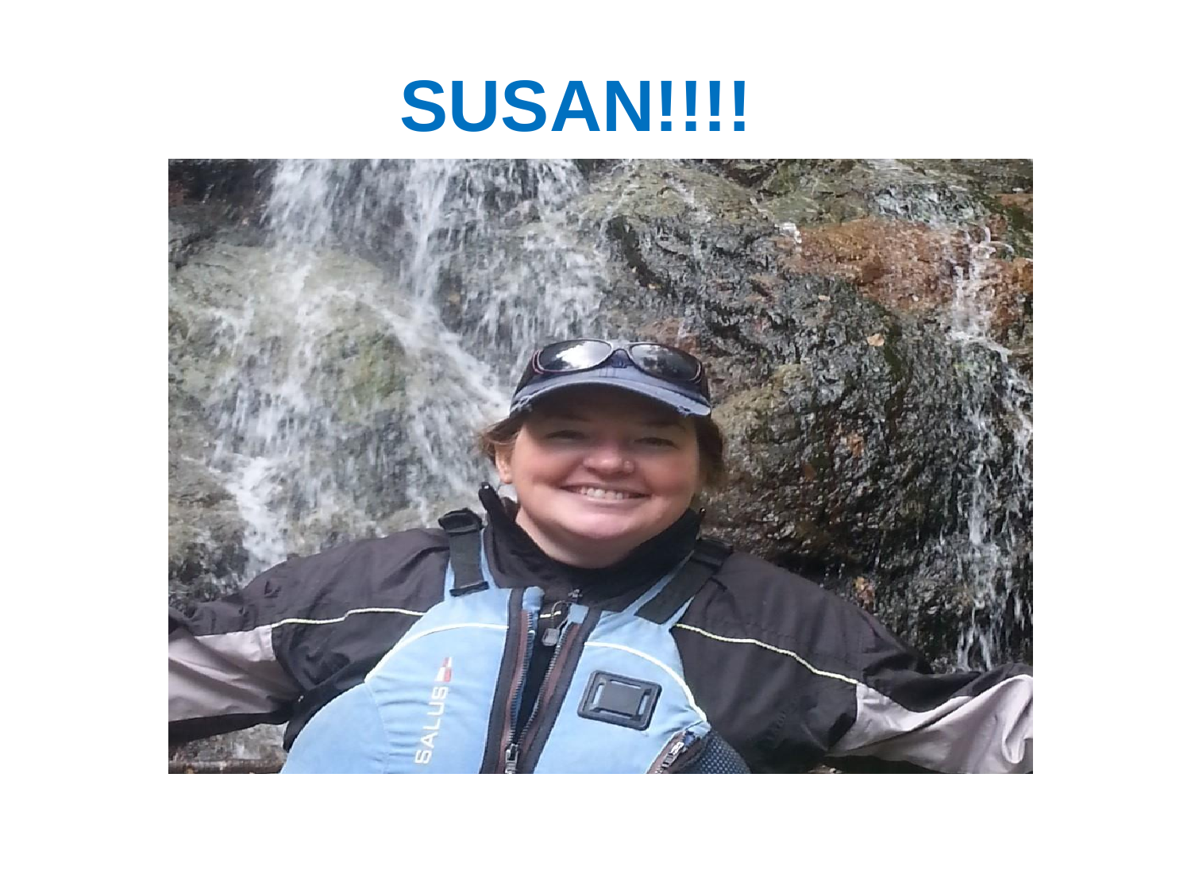# SUSAN!!!!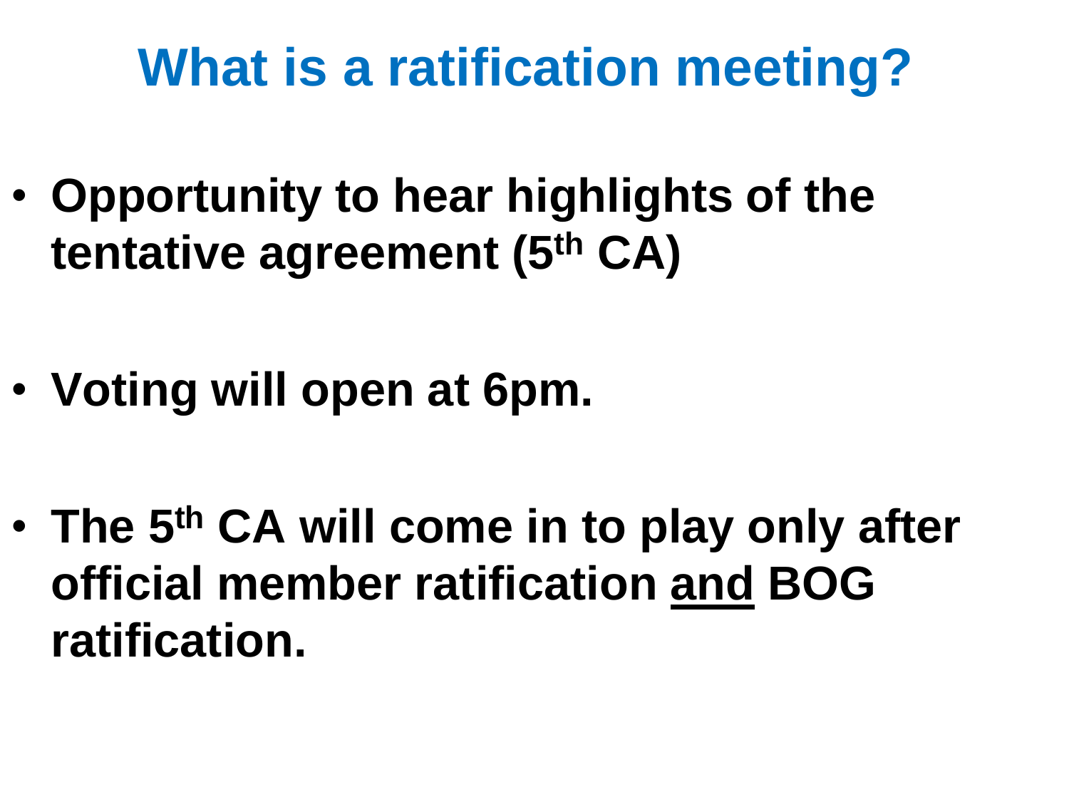# What is a ratification meeting?

- **Opportunity to hear highlights of the tentative agreement (5th CA)**

- **Voting will open at 6pm.**

- **The 5th CA will come in to play only after official member ratification and BOG ratification.**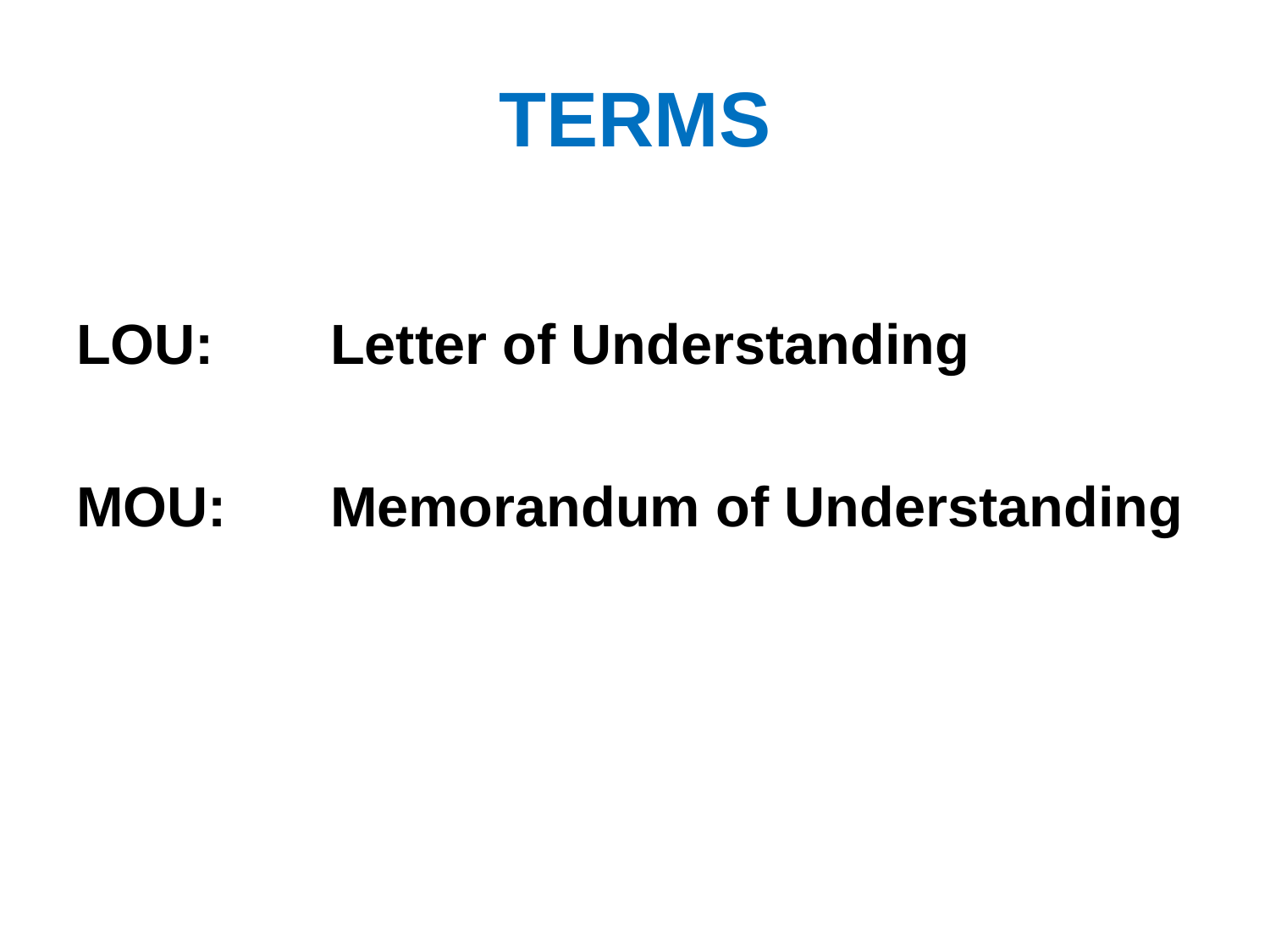# TERMS

**LOU:** **Letter of Understanding**

**MOU:** **Memorandum of Understanding**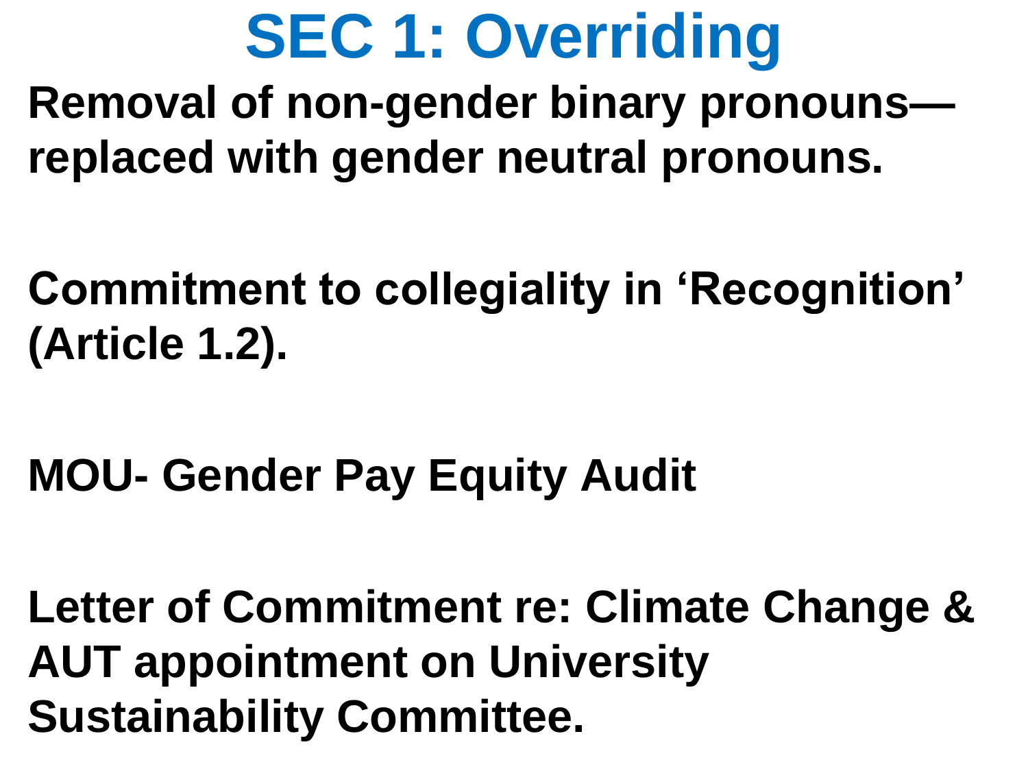# SEC 1: Overriding

**Removal of non-gender binary pronouns—replaced with gender neutral pronouns.**

**Commitment to collegiality in ‘Recognition’ (Article 1.2).**

**MOU- Gender Pay Equity Audit**

**Letter of Commitment re: Climate Change & AUT appointment on University Sustainability Committee.**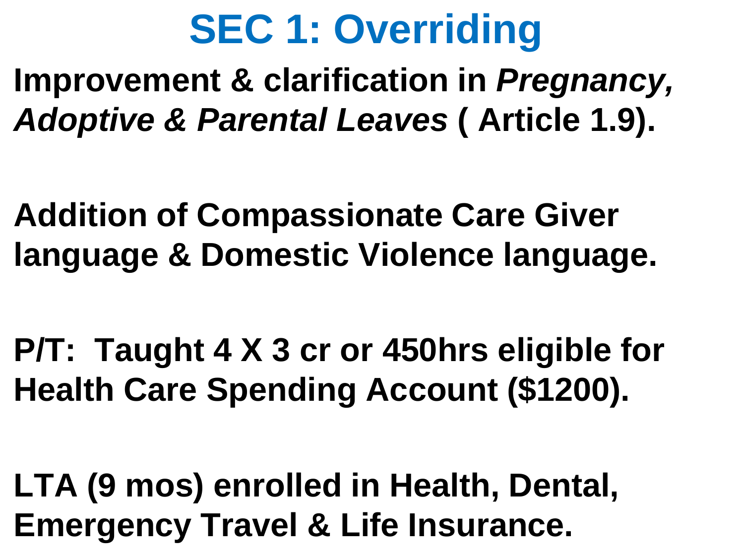# SEC 1: Overriding

**Improvement & clarification in *Pregnancy, Adoptive & Parental Leaves* ( Article 1.9).**

**Addition of Compassionate Care Giver language & Domestic Violence language.**

**P/T: Taught 4 X 3 cr or 450hrs eligible for Health Care Spending Account ($1200).**

**LTA (9 mos) enrolled in Health, Dental, Emergency Travel & Life Insurance.**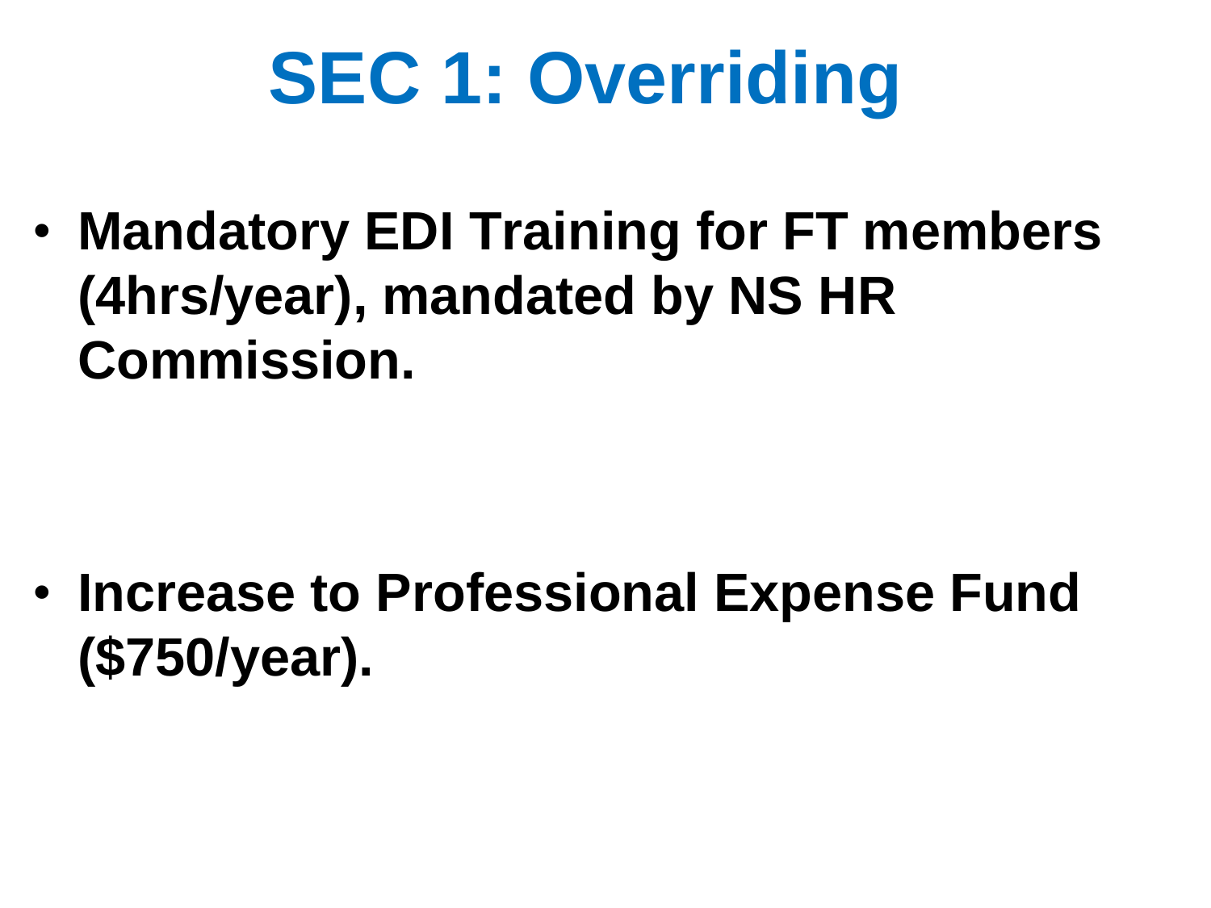# SEC 1: Overriding

- **Mandatory EDI Training for FT members (4hrs/year), mandated by NS HR Commission.**

- **Increase to Professional Expense Fund ($750/year).**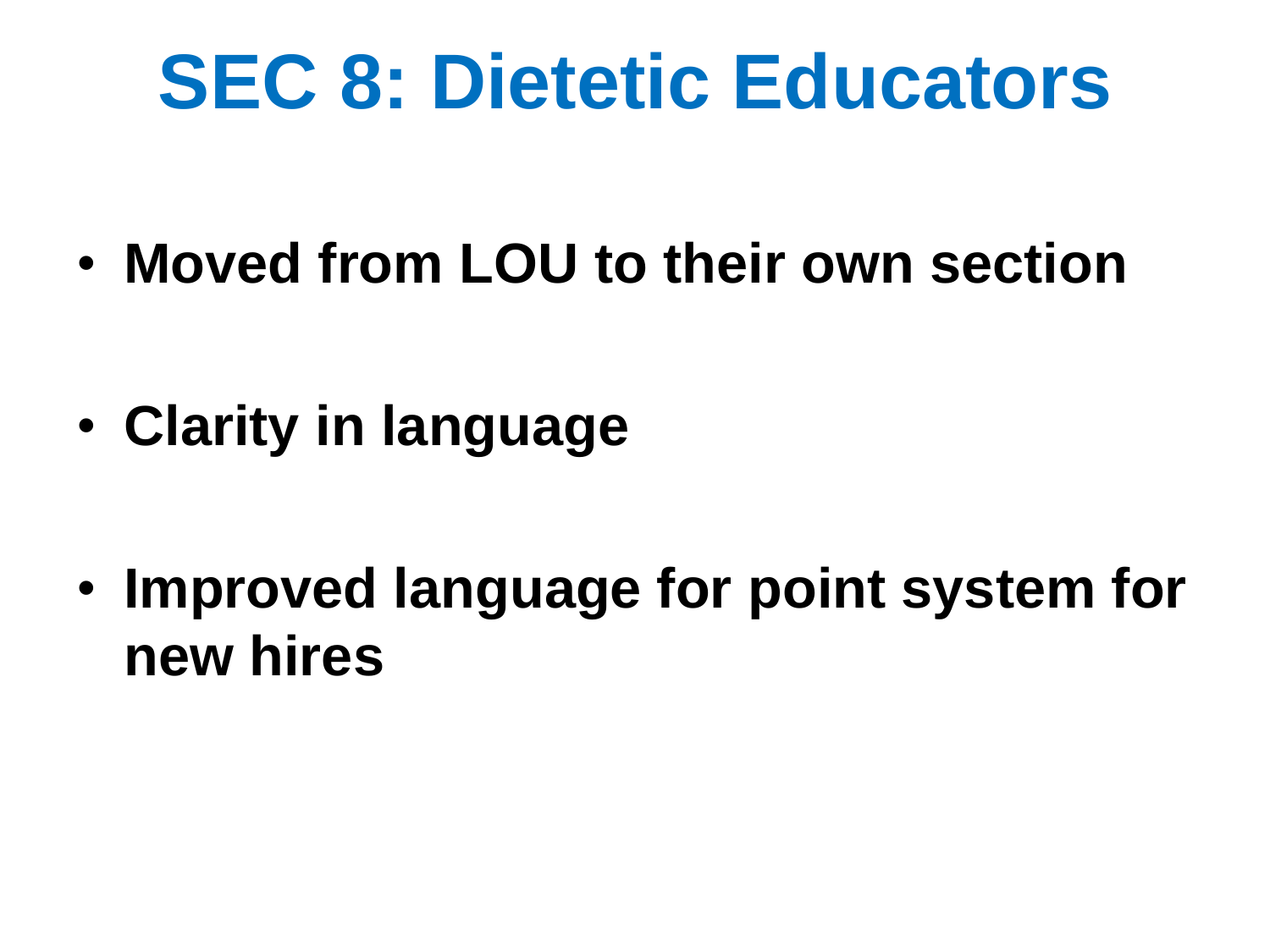# SEC 8: Dietetic Educators

- **Moved from LOU to their own section**
- **Clarity in language**
- **Improved language for point system for new hires**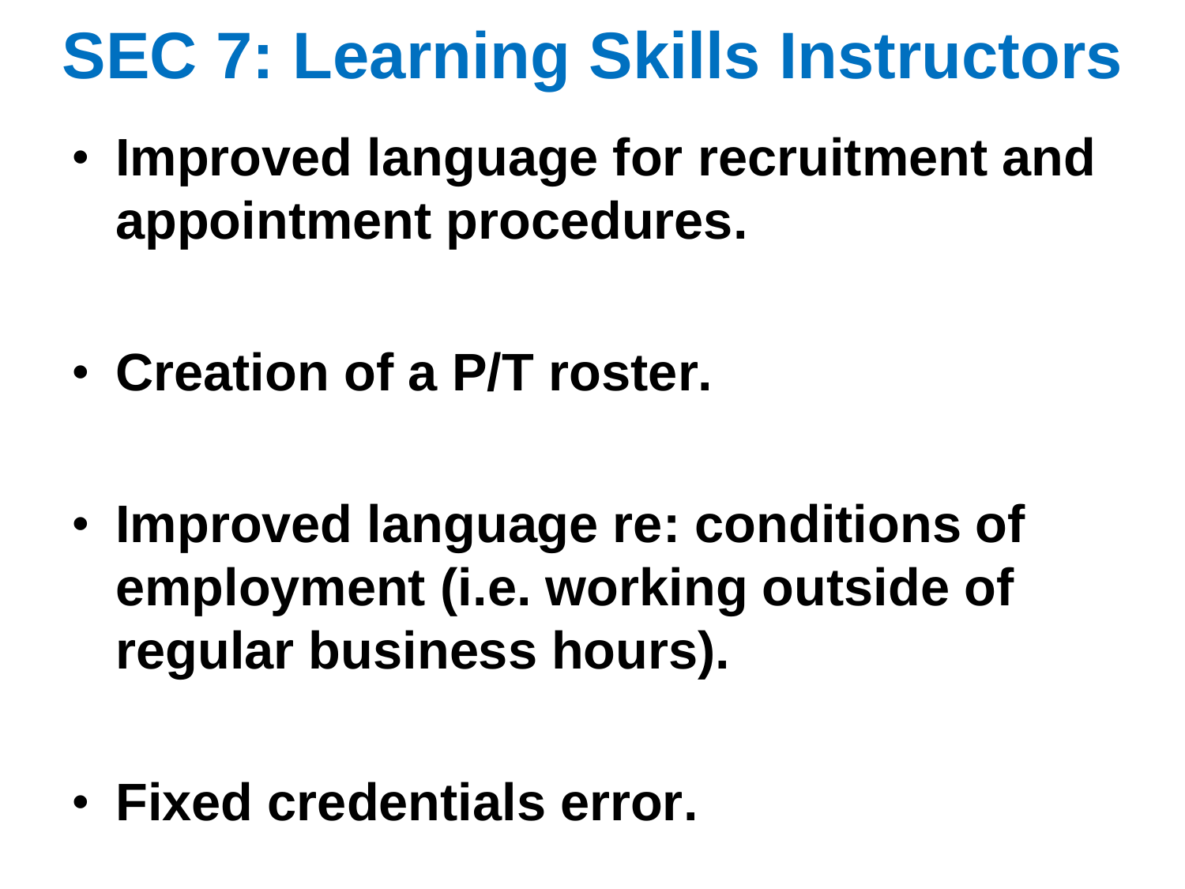# SEC 7: Learning Skills Instructors

- **Improved language for recruitment and appointment procedures.**
- **Creation of a P/T roster.**
- **Improved language re: conditions of employment (i.e. working outside of regular business hours).**
- **Fixed credentials error.**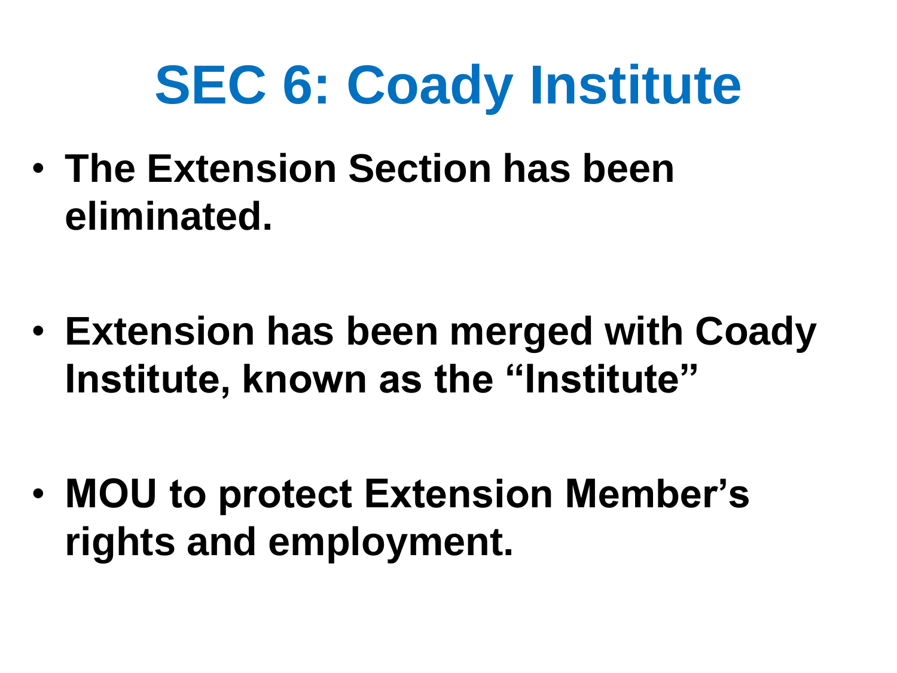# SEC 6: Coady Institute

- **The Extension Section has been eliminated.**
- **Extension has been merged with Coady Institute, known as the “Institute”**
- **MOU to protect Extension Member’s rights and employment.**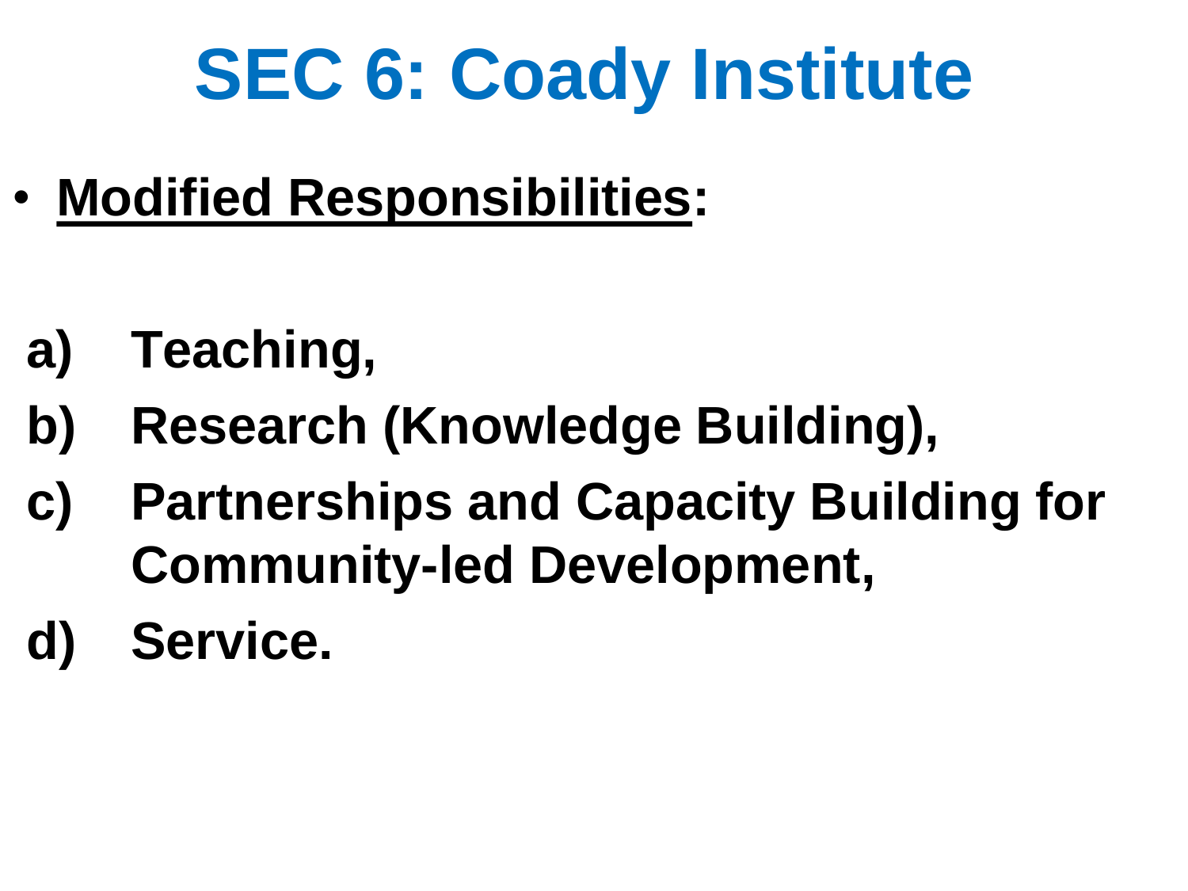# SEC 6: Coady Institute

- **<u>Modified Responsibilities</u>:**

a) **Teaching,**
b) **Research (Knowledge Building),**
c) **Partnerships and Capacity Building for Community-led Development,**
d) **Service.**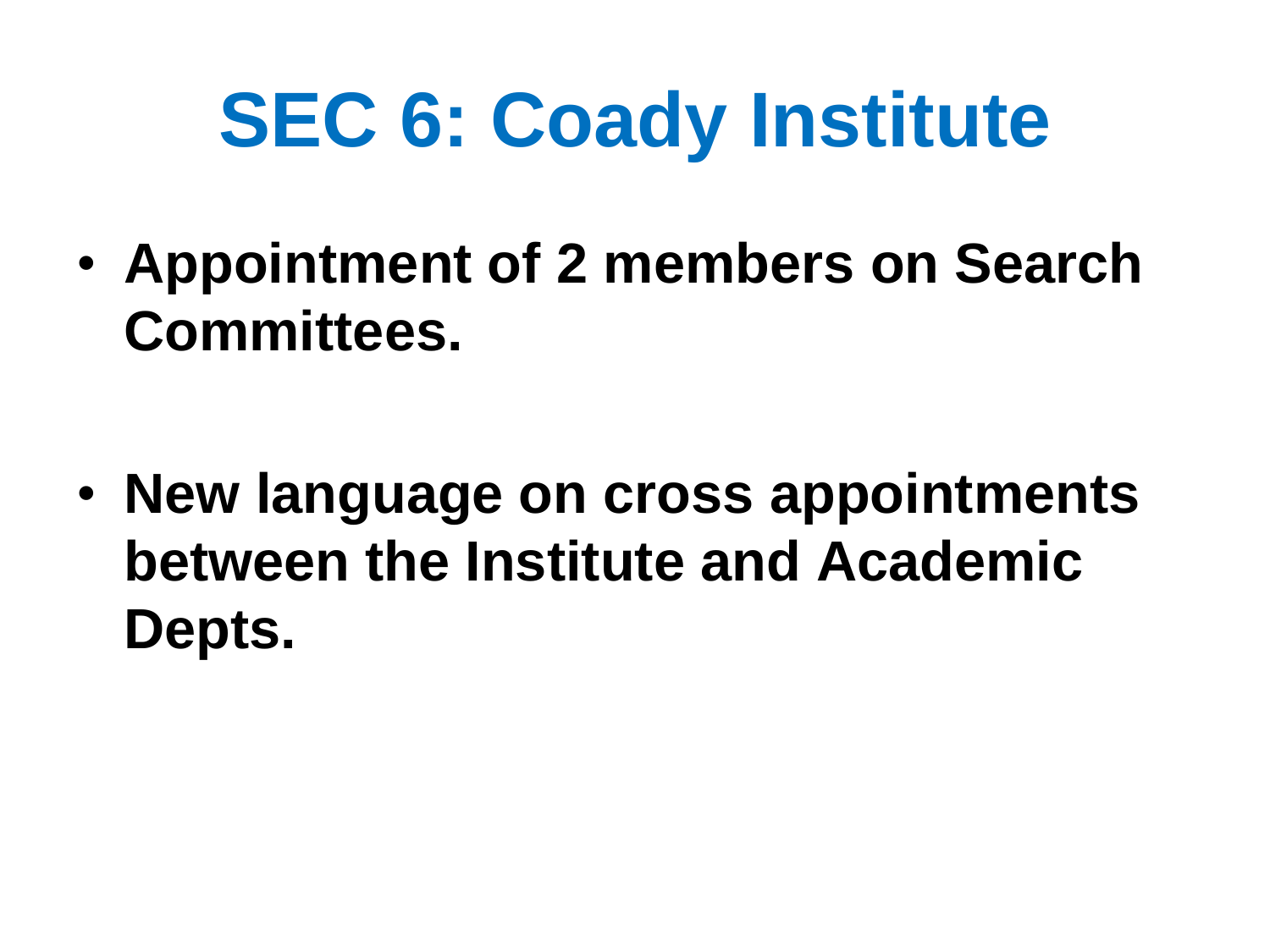# SEC 6: Coady Institute

- **Appointment of 2 members on Search Committees.**

- **New language on cross appointments between the Institute and Academic Depts.**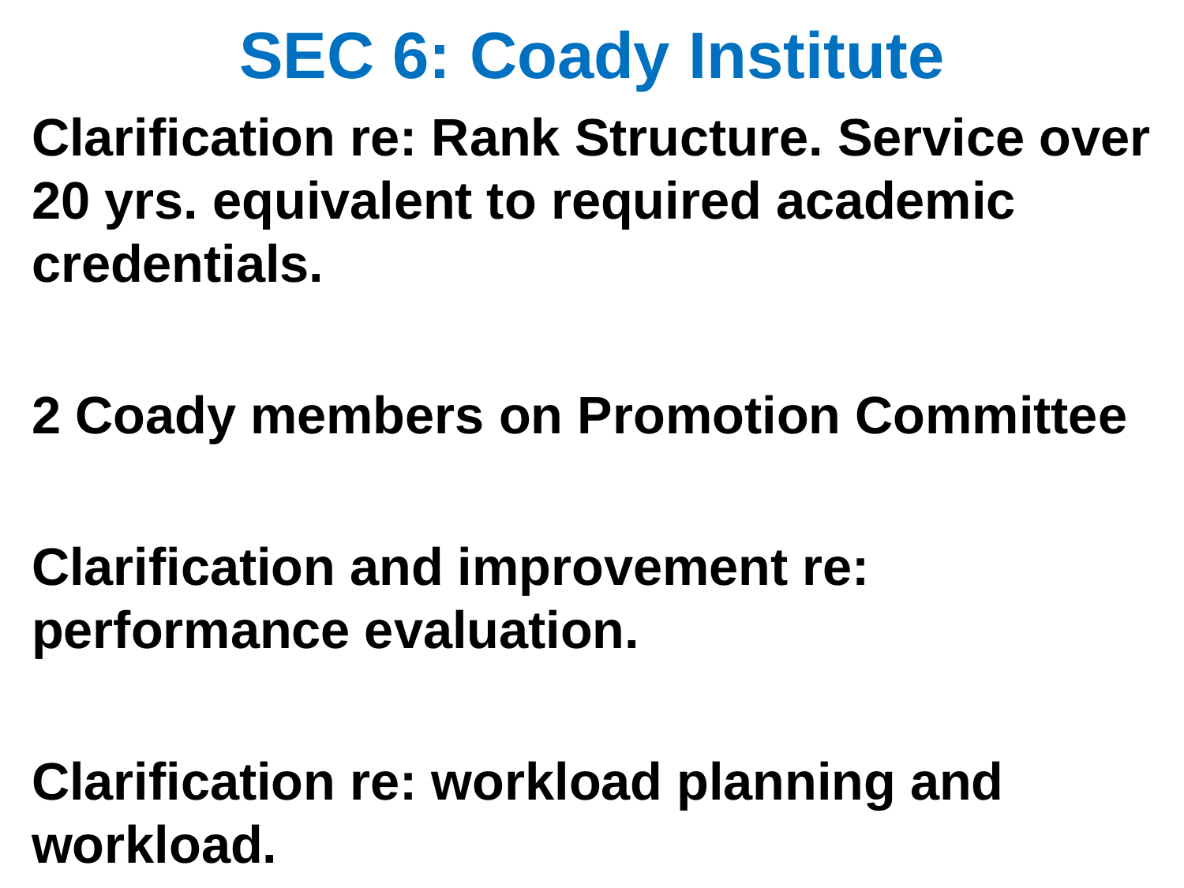# SEC 6: Coady Institute

**Clarification re: Rank Structure. Service over 20 yrs. equivalent to required academic credentials.**

**2 Coady members on Promotion Committee**

**Clarification and improvement re: performance evaluation.**

**Clarification re: workload planning and workload.**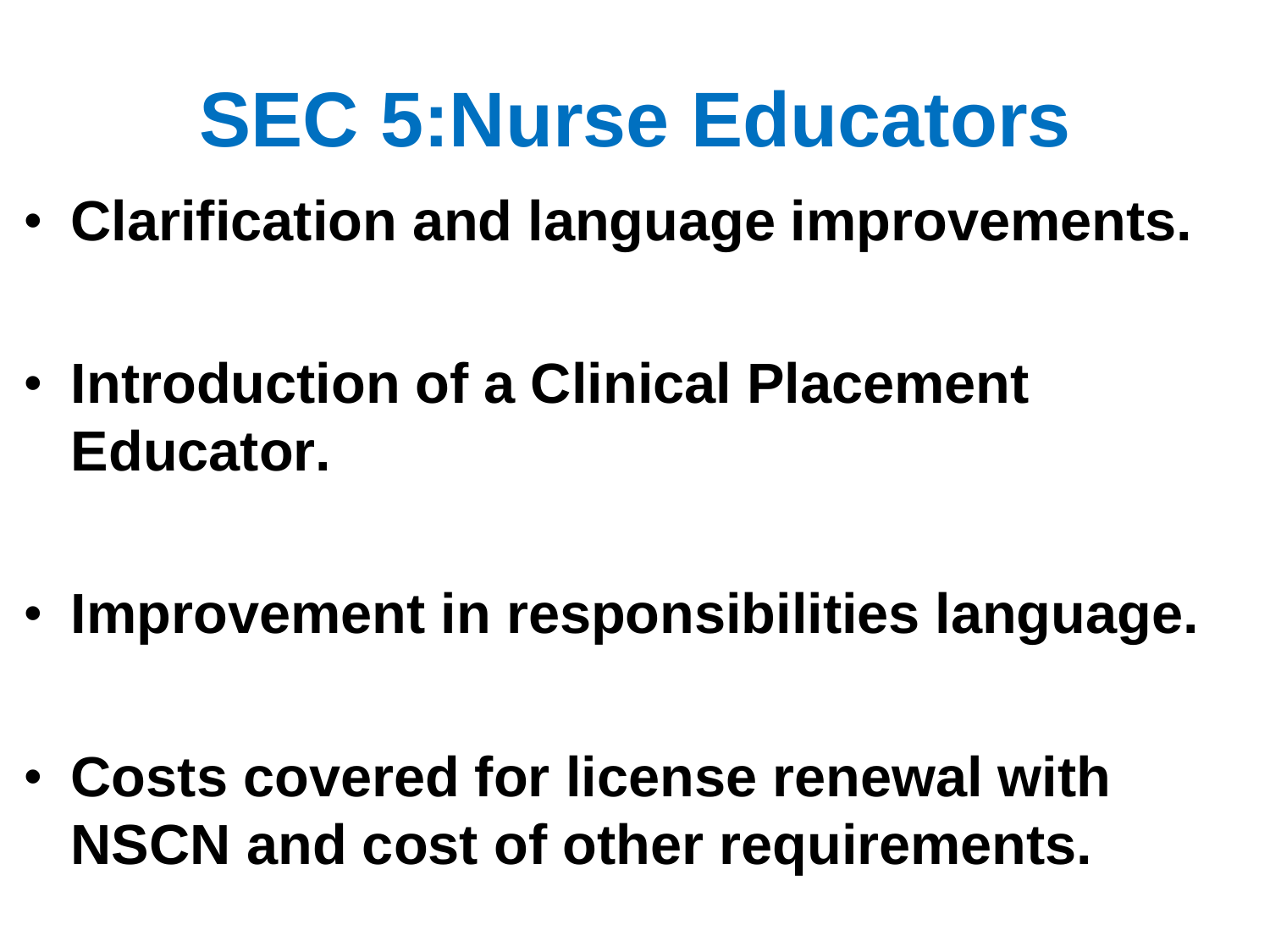# SEC 5:Nurse Educators

- **Clarification and language improvements.**
- **Introduction of a Clinical Placement Educator.**
- **Improvement in responsibilities language.**
- **Costs covered for license renewal with NSCN and cost of other requirements.**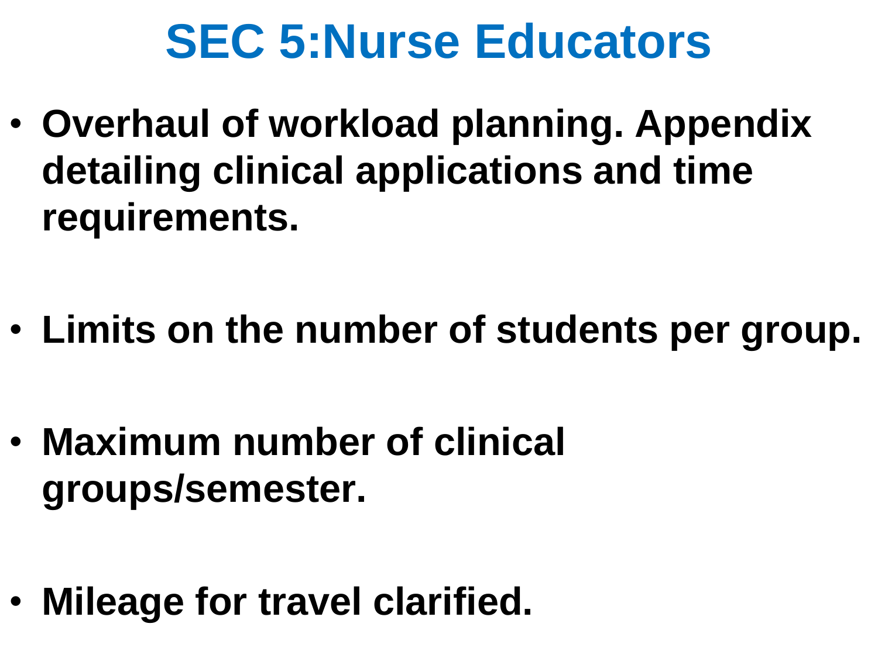# SEC 5:Nurse Educators

- **Overhaul of workload planning. Appendix detailing clinical applications and time requirements.**
- **Limits on the number of students per group.**
- **Maximum number of clinical groups/semester.**
- **Mileage for travel clarified.**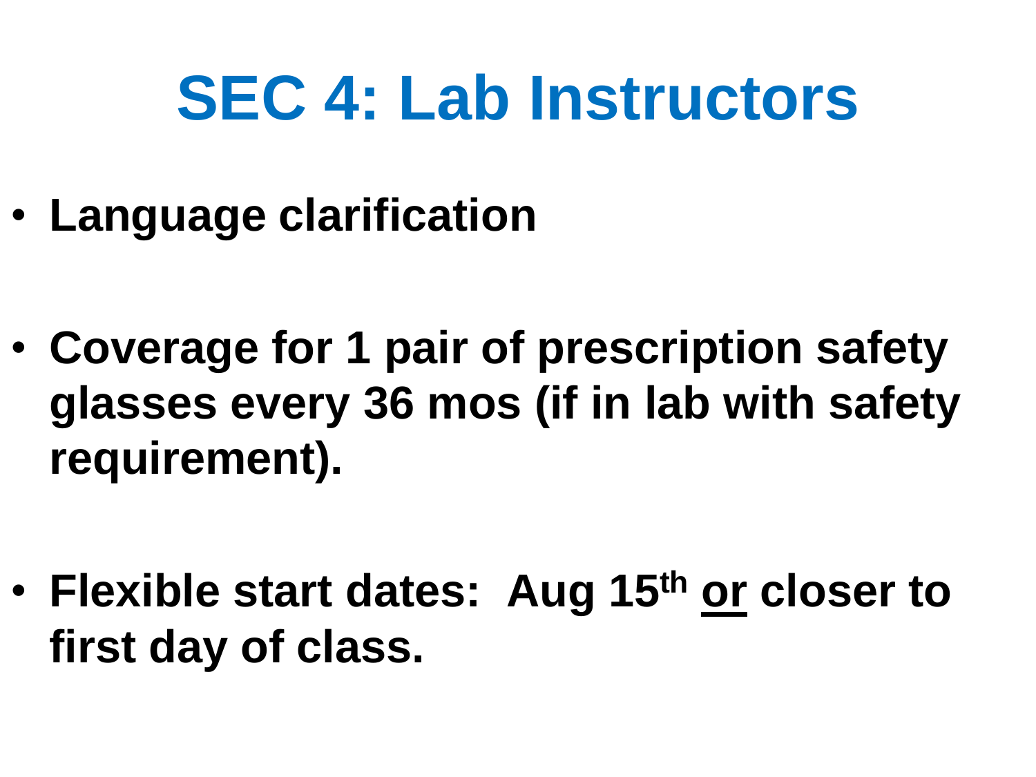# SEC 4: Lab Instructors

- **Language clarification**
- **Coverage for 1 pair of prescription safety glasses every 36 mos (if in lab with safety requirement).**
- **Flexible start dates: Aug 15th <u>or</u> closer to first day of class.**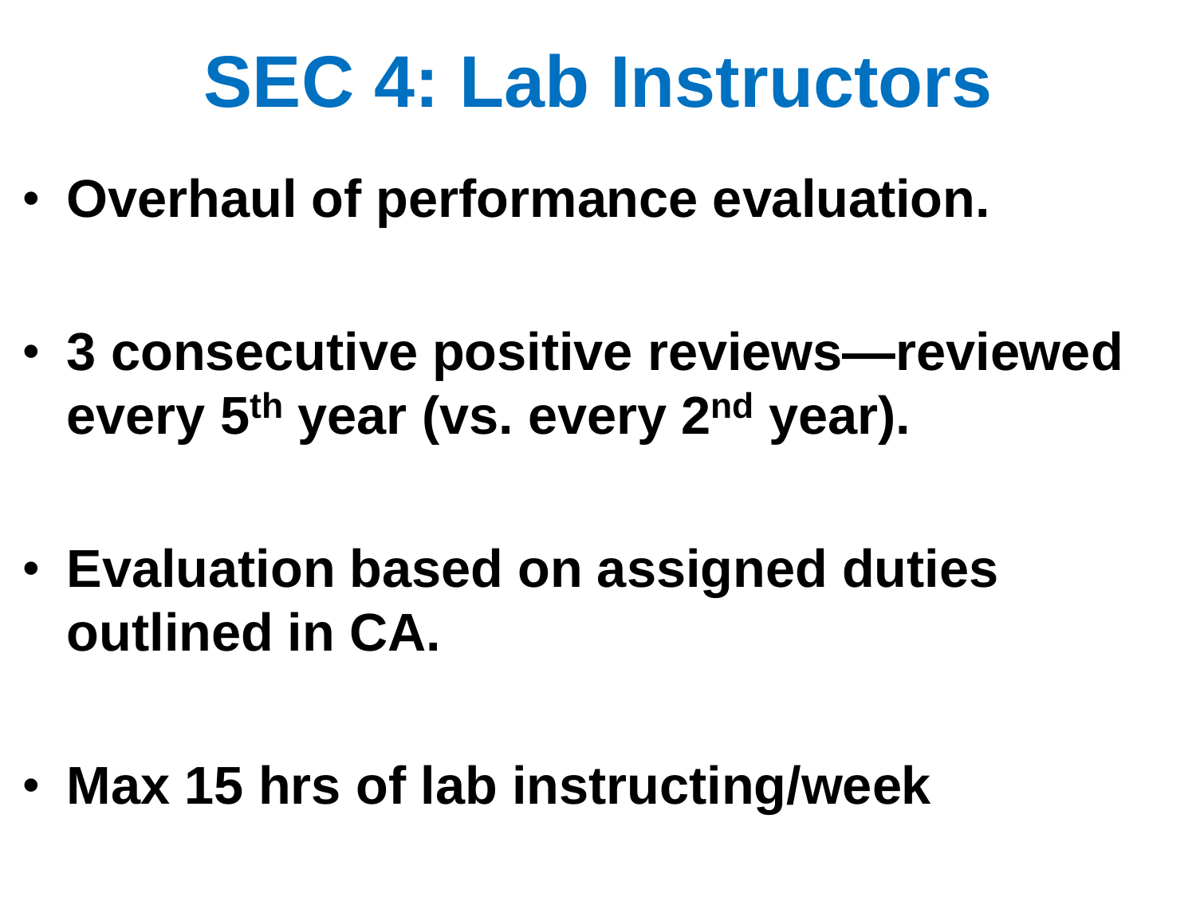# SEC 4: Lab Instructors

- **Overhaul of performance evaluation.**
- **3 consecutive positive reviews—reviewed every 5th year (vs. every 2nd year).**
- **Evaluation based on assigned duties outlined in CA.**
- **Max 15 hrs of lab instructing/week**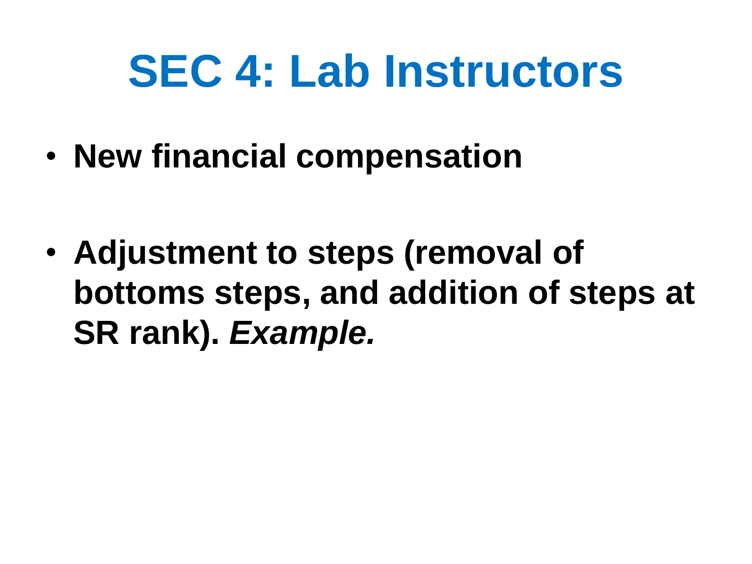# SEC 4: Lab Instructors

- **New financial compensation**

- **Adjustment to steps (removal of bottoms steps, and addition of steps at SR rank).** ***Example.***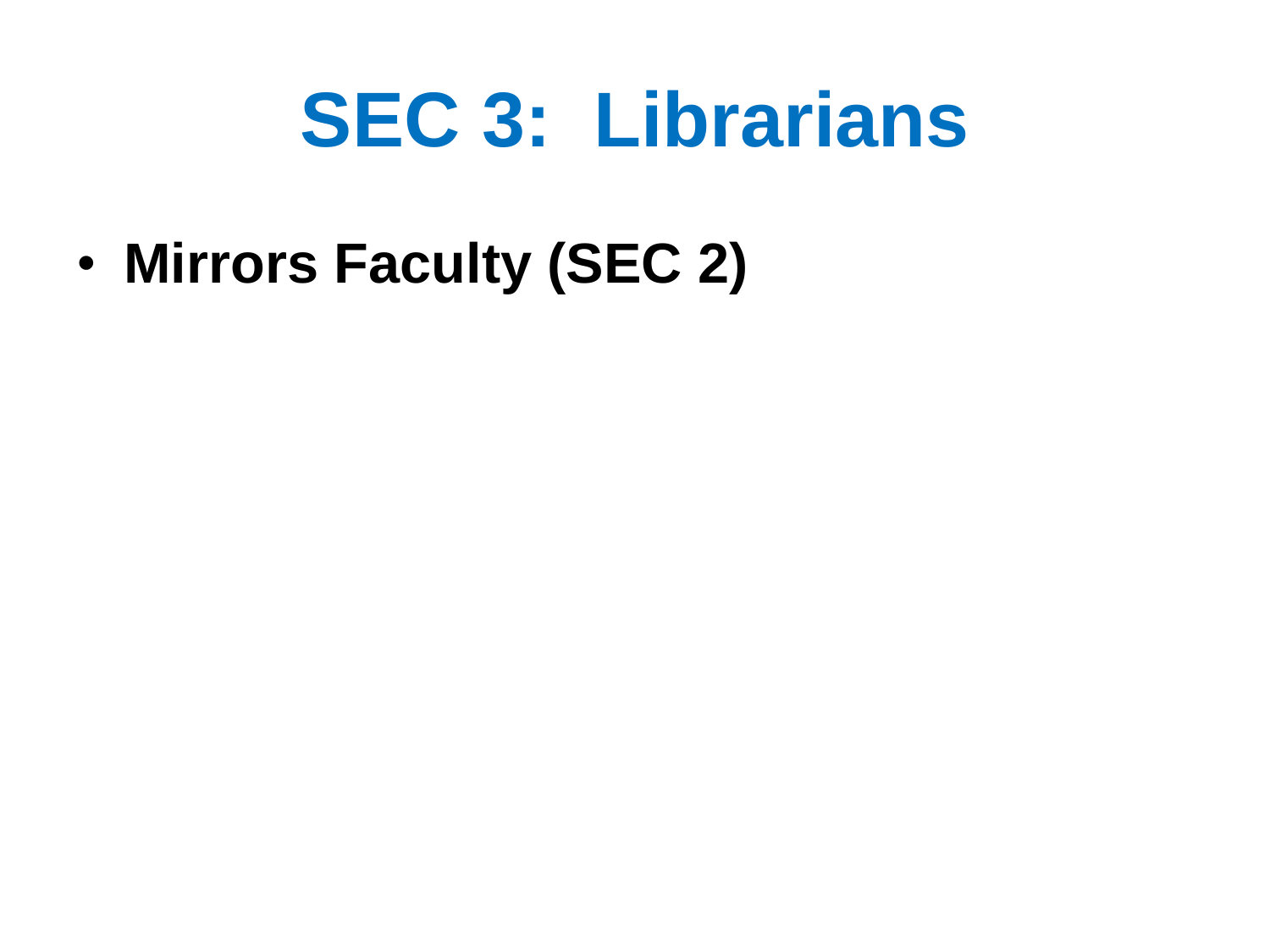# SEC 3:  Librarians

- **Mirrors Faculty (SEC 2)**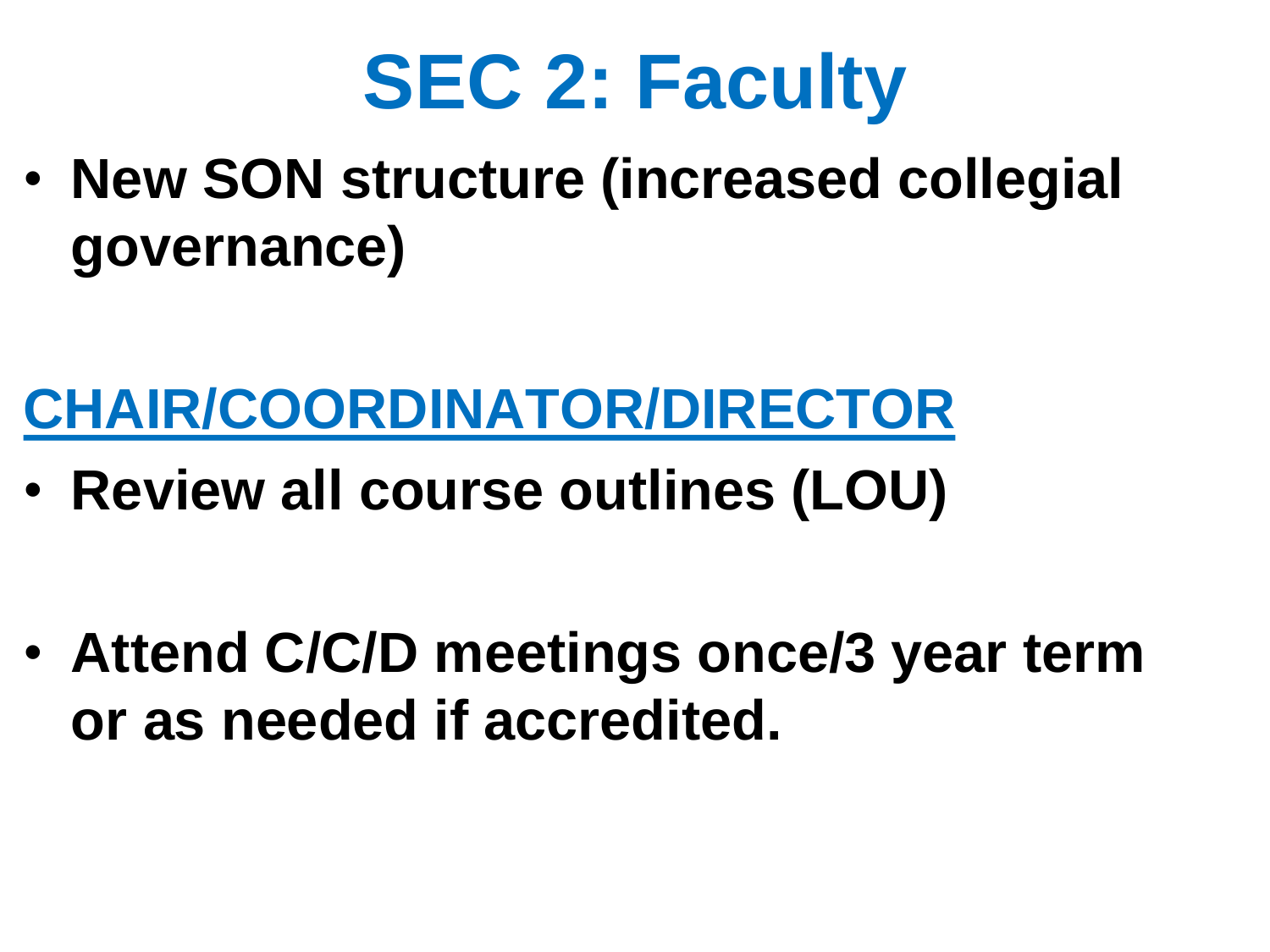# SEC 2: Faculty

- **New SON structure (increased collegial governance)**

## CHAIR/COORDINATOR/DIRECTOR

- **Review all course outlines (LOU)**

- **Attend C/C/D meetings once/3 year term or as needed if accredited.**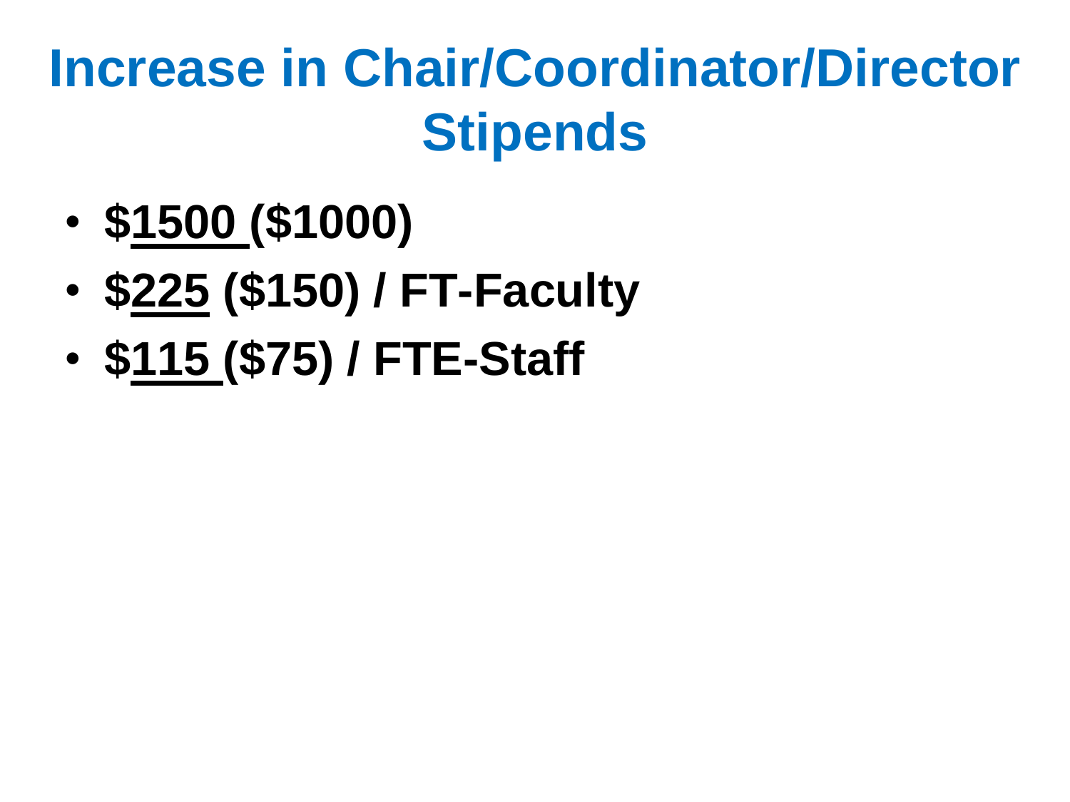# Increase in Chair/Coordinator/Director Stipends

- **$<u>1500</u> ($1000)**
- **$<u>225</u> ($150) / FT-Faculty**
- **$<u>115</u> ($75) / FTE-Staff**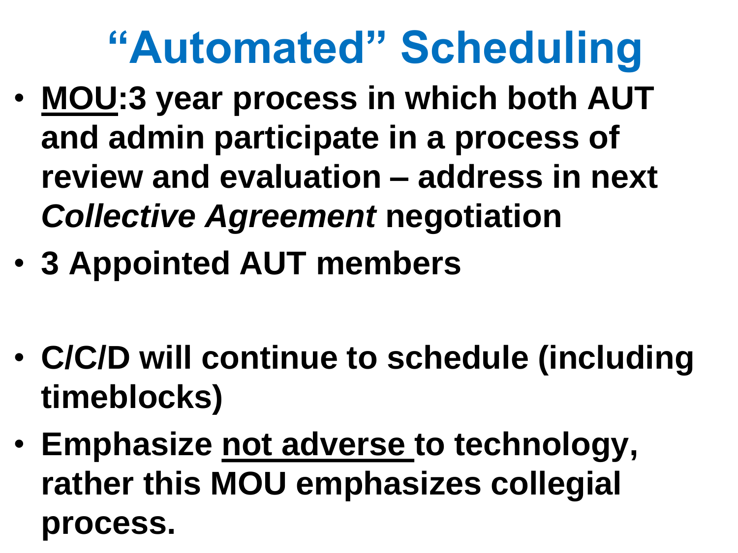# “Automated” Scheduling

- **<u>MOU</u>:3 year process in which both AUT and admin participate in a process of review and evaluation – address in next *Collective Agreement* negotiation**
- **3 Appointed AUT members**

- **C/C/D will continue to schedule (including timeblocks)**
- **Emphasize <u>not adverse</u> to technology, rather this MOU emphasizes collegial process.**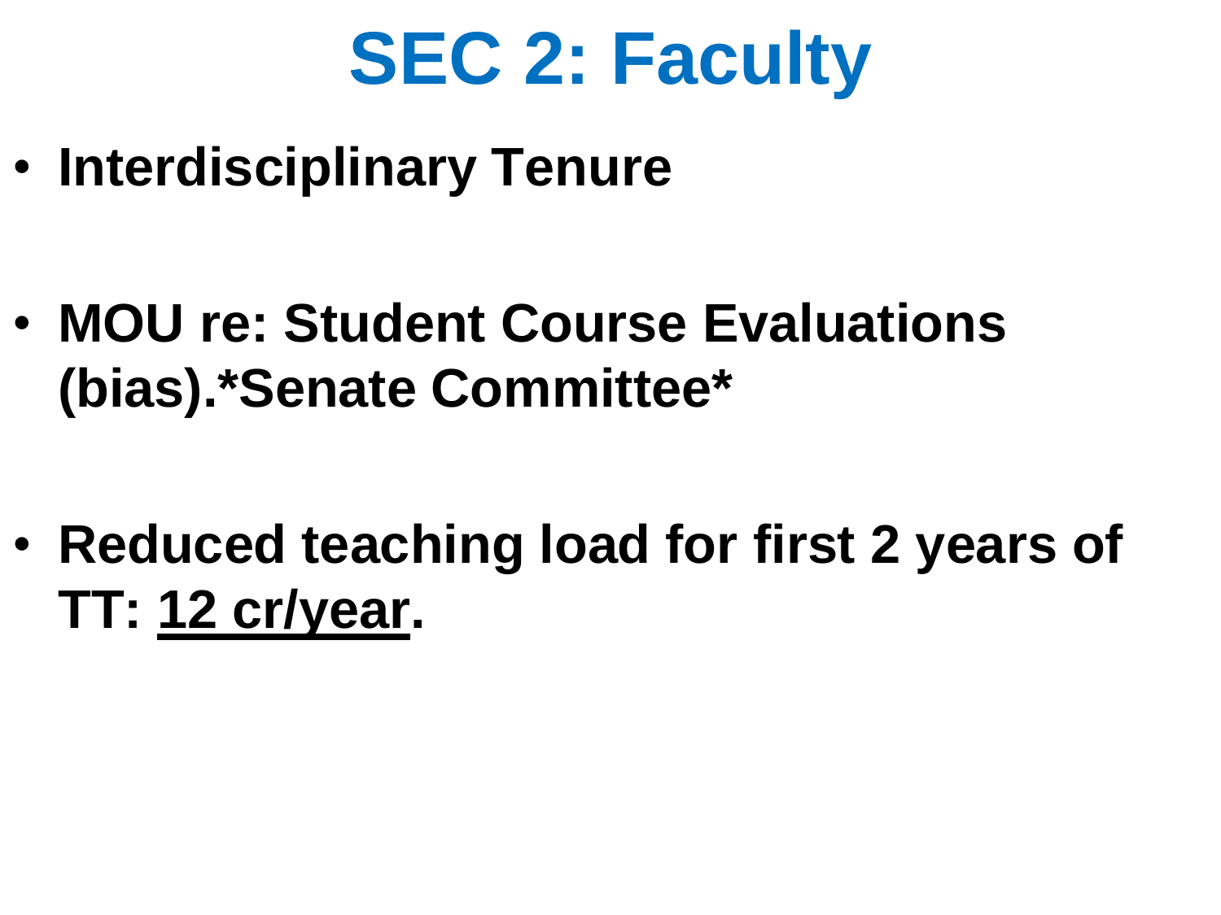# SEC 2: Faculty

- **Interdisciplinary Tenure**

- **MOU re: Student Course Evaluations (bias).*Senate Committee***

- **Reduced teaching load for first 2 years of TT: <u>12 cr/year</u>.**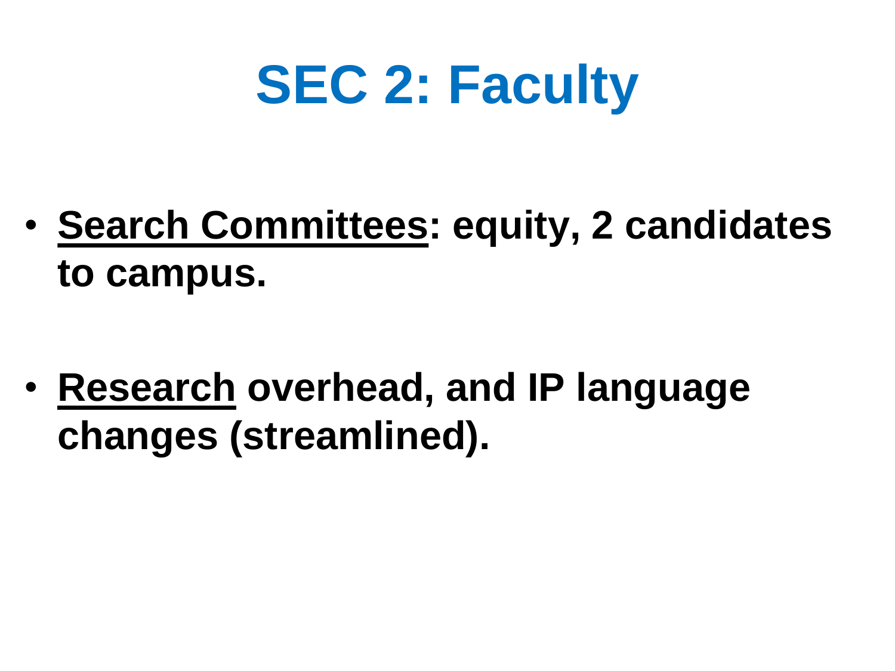# SEC 2: Faculty

- **<u>Search Committees</u>: equity, 2 candidates to campus.**

- **<u>Research</u> overhead, and IP language changes (streamlined).**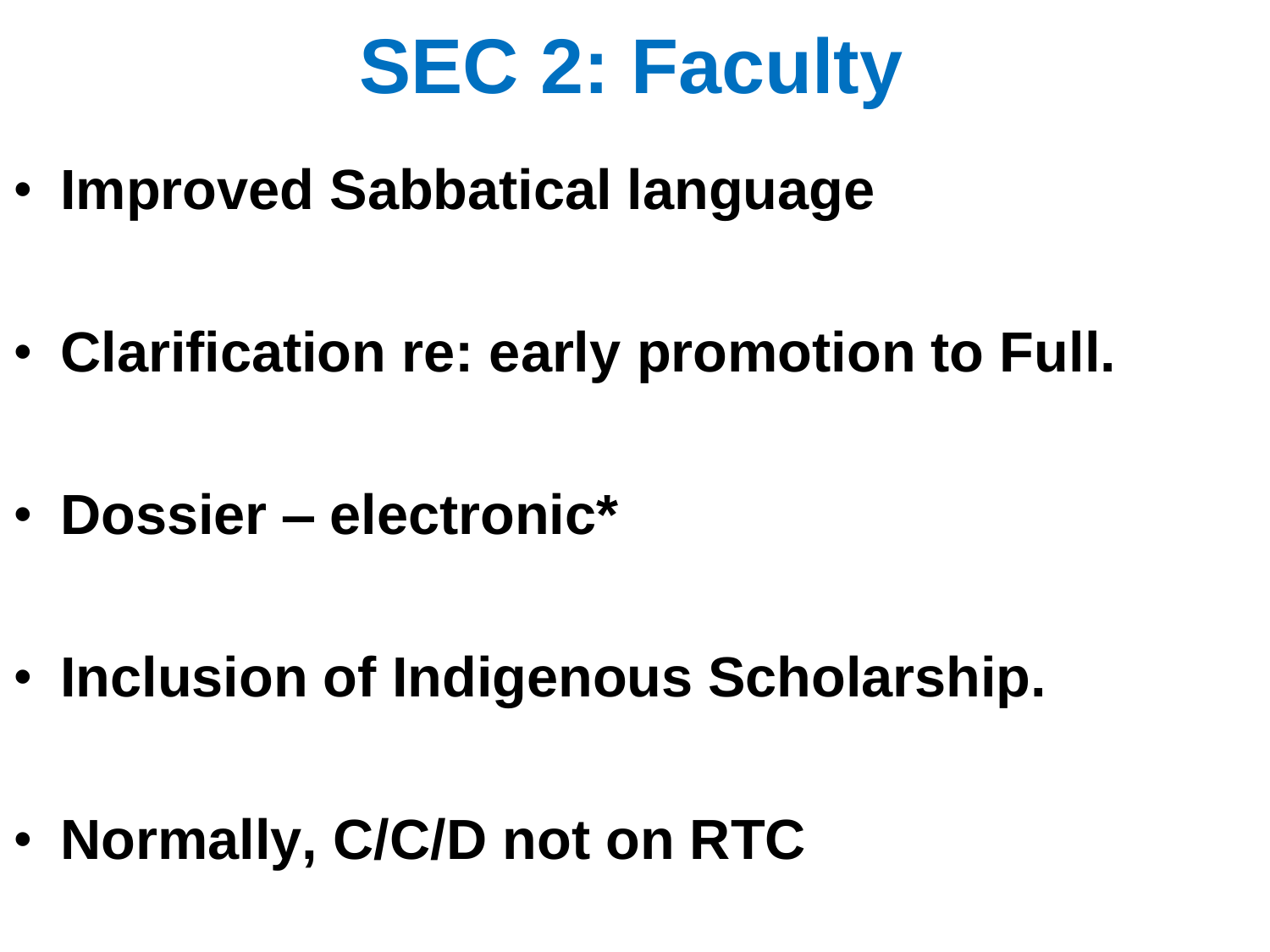# SEC 2: Faculty

- **Improved Sabbatical language**
- **Clarification re: early promotion to Full.**
- **Dossier – electronic***
- **Inclusion of Indigenous Scholarship.**
- **Normally, C/C/D not on RTC**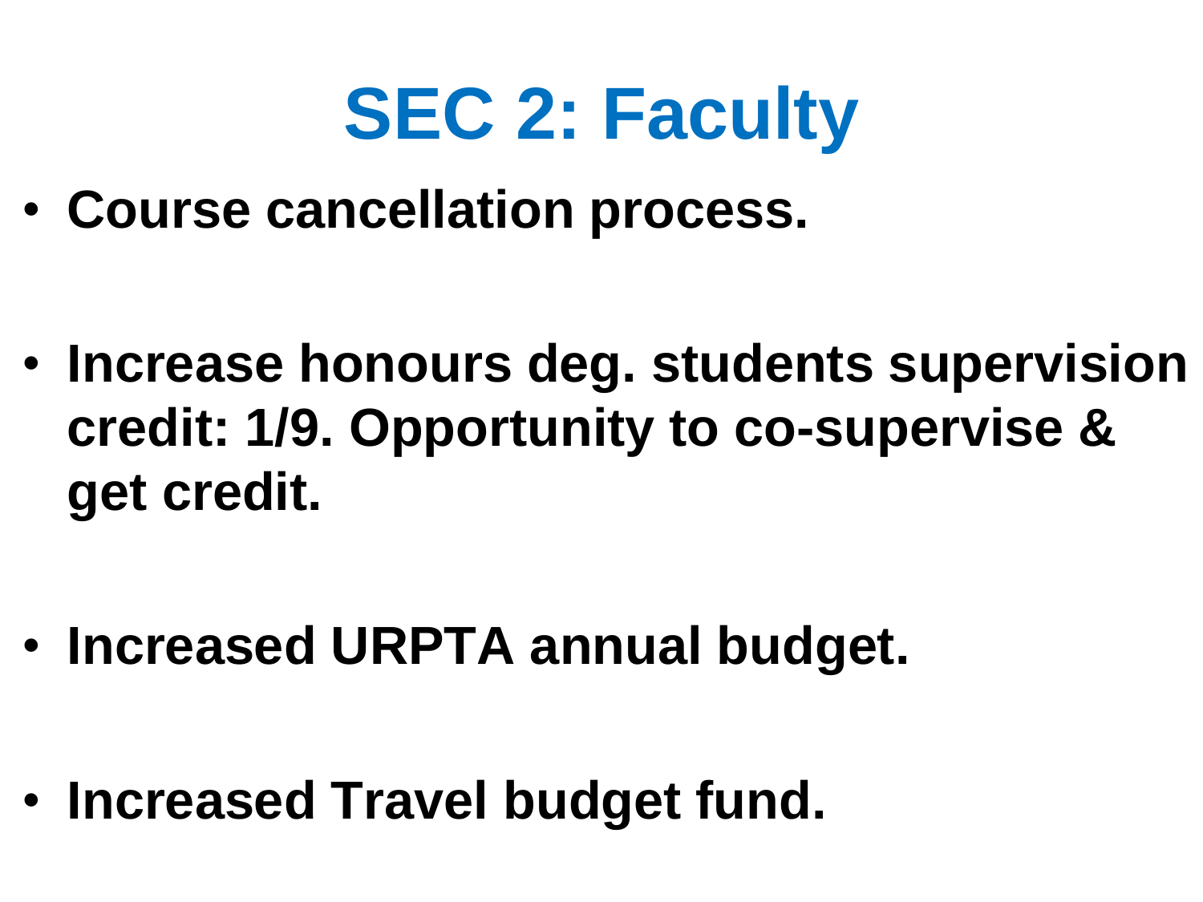# SEC 2: Faculty

- **Course cancellation process.**
- **Increase honours deg. students supervision credit: 1/9. Opportunity to co-supervise & get credit.**
- **Increased URPTA annual budget.**
- **Increased Travel budget fund.**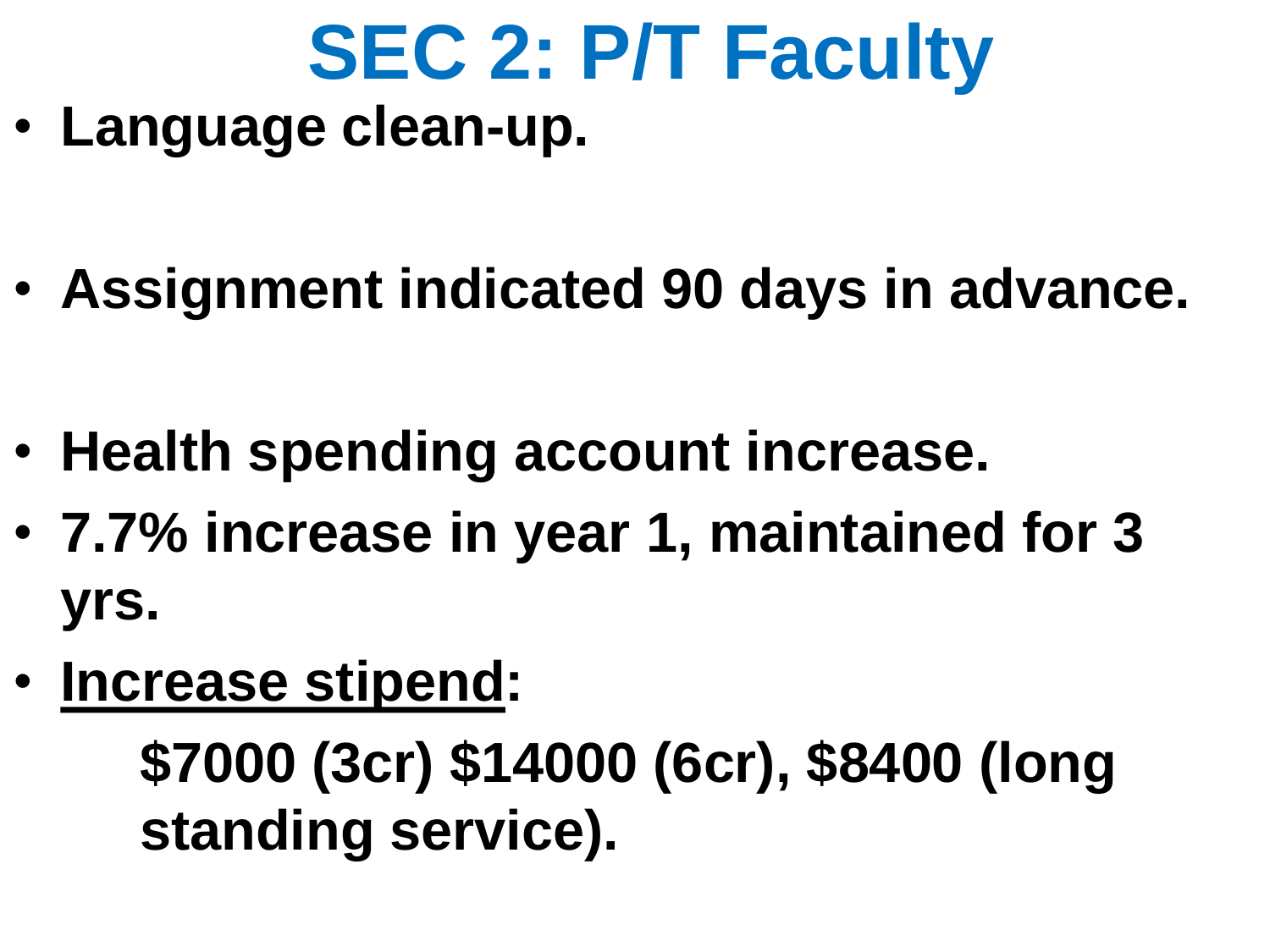# SEC 2: P/T Faculty

- **Language clean-up.**
- **Assignment indicated 90 days in advance.**
- **Health spending account increase.**
- **7.7% increase in year 1, maintained for 3 yrs.**
- **<u>Increase stipend</u>:**

  **$7000 (3cr) $14000 (6cr), $8400 (long standing service).**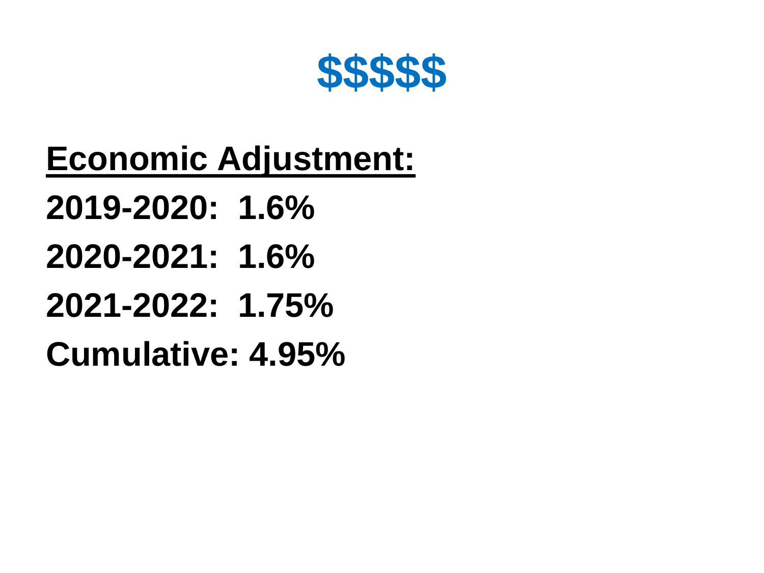# $$$$$

**<u>Economic Adjustment:</u>**

**2019-2020: 1.6%**

**2020-2021: 1.6%**

**2021-2022: 1.75%**

**Cumulative: 4.95%**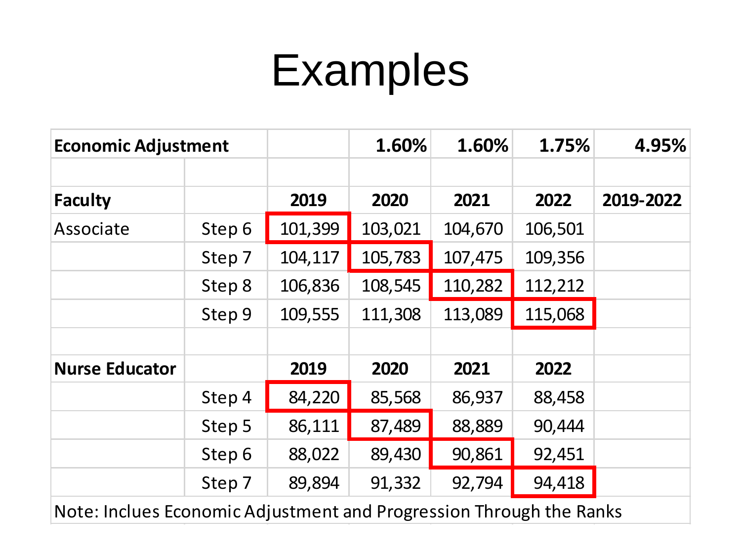# Examples

| Economic Adjustment | | | 1.60% | 1.60% | 1.75% | 4.95% |
|---|---|---|---|---|---|---|
| | | | | | | |
| **Faculty** | | **2019** | **2020** | **2021** | **2022** | **2019-2022** |
| Associate | Step 6 | 101,399 | 103,021 | 104,670 | 106,501 | |
| | Step 7 | 104,117 | 105,783 | 107,475 | 109,356 | |
| | Step 8 | 106,836 | 108,545 | 110,282 | 112,212 | |
| | Step 9 | 109,555 | 111,308 | 113,089 | 115,068 | |
| | | | | | | |
| **Nurse Educator** | | **2019** | **2020** | **2021** | **2022** | |
| | Step 4 | 84,220 | 85,568 | 86,937 | 88,458 | |
| | Step 5 | 86,111 | 87,489 | 88,889 | 90,444 | |
| | Step 6 | 88,022 | 89,430 | 90,861 | 92,451 | |
| | Step 7 | 89,894 | 91,332 | 92,794 | 94,418 | |

Note: Inclues Economic Adjustment and Progression Through the Ranks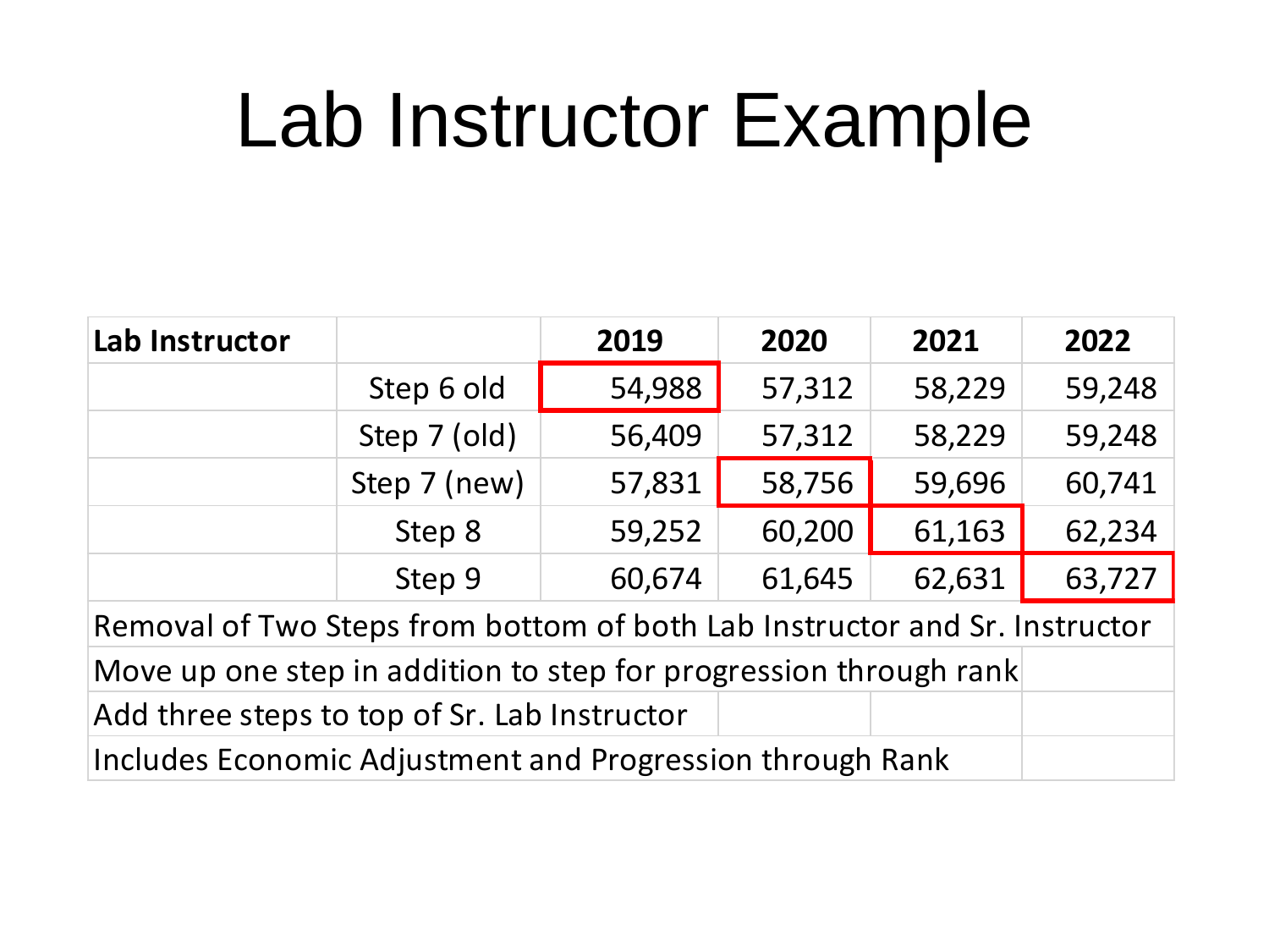# Lab Instructor Example

| Lab Instructor | | 2019 | 2020 | 2021 | 2022 |
|---|---|---|---|---|---|
| | Step 6 old | 54,988 | 57,312 | 58,229 | 59,248 |
| | Step 7 (old) | 56,409 | 57,312 | 58,229 | 59,248 |
| | Step 7 (new) | 57,831 | 58,756 | 59,696 | 60,741 |
| | Step 8 | 59,252 | 60,200 | 61,163 | 62,234 |
| | Step 9 | 60,674 | 61,645 | 62,631 | 63,727 |
| Removal of Two Steps from bottom of both Lab Instructor and Sr. Instructor | | | | | |
| Move up one step in addition to step for progression through rank | | | | | |
| Add three steps to top of Sr. Lab Instructor | | | | | |
| Includes Economic Adjustment and Progression through Rank | | | | | |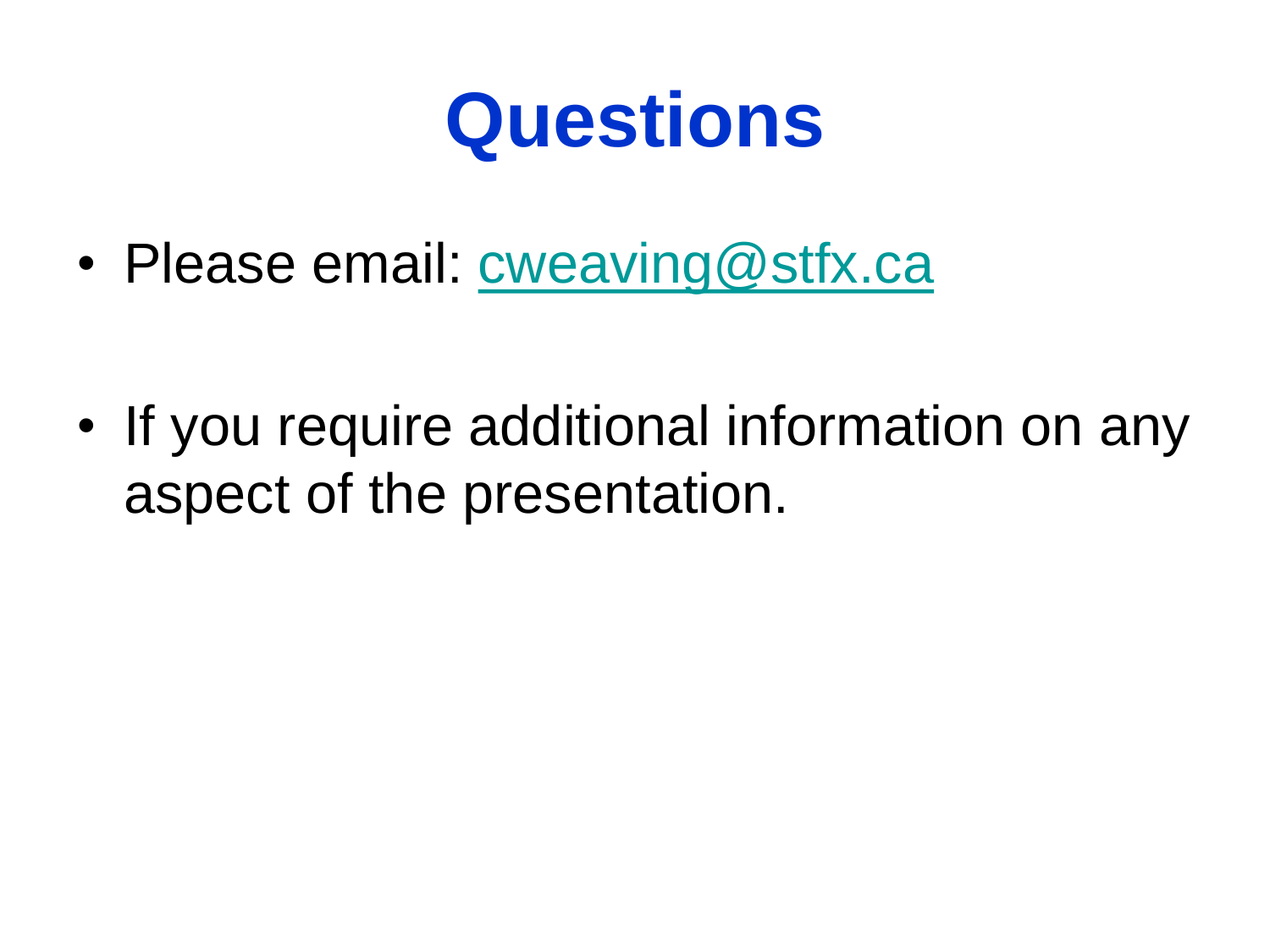# Questions

- Please email: cweaving@stfx.ca

- If you require additional information on any aspect of the presentation.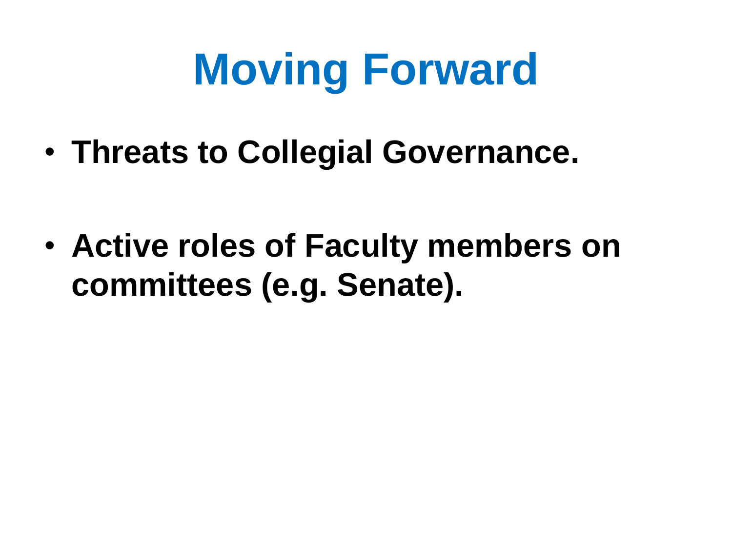# Moving Forward

- **Threats to Collegial Governance.**

- **Active roles of Faculty members on committees (e.g. Senate).**